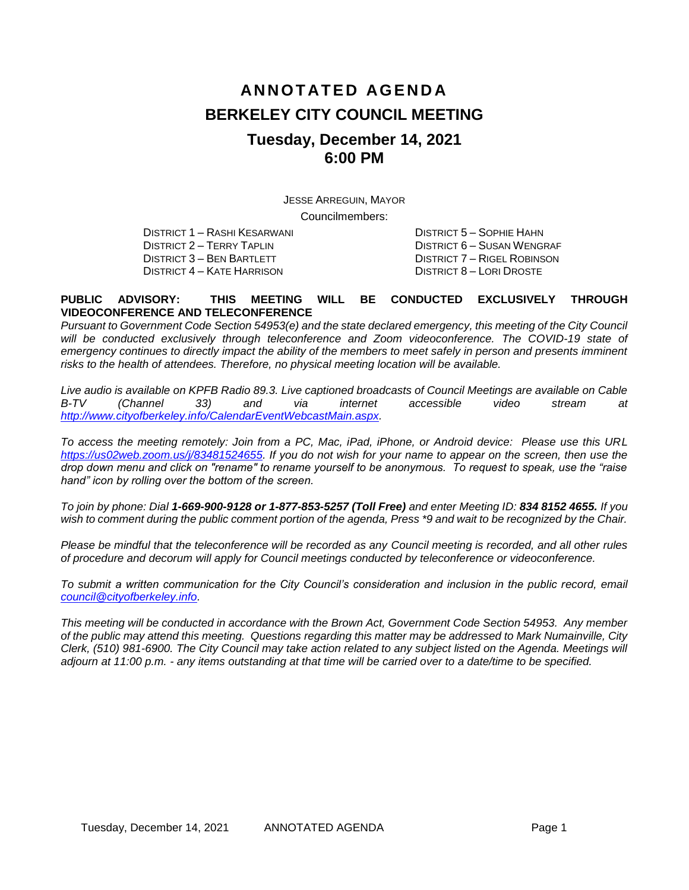# ANNOTATED AGENDA

# BERKELEY CITY COUNCIL MEETING

## Tuesday, December 14, 2021
## 6:00 PM

JESSE ARREGUIN, MAYOR

Councilmembers:

DISTRICT 1 – RASHI KESARWANI
DISTRICT 2 – TERRY TAPLIN
DISTRICT 3 – BEN BARTLETT
DISTRICT 4 – KATE HARRISON
DISTRICT 5 – SOPHIE HAHN
DISTRICT 6 – SUSAN WENGRAF
DISTRICT 7 – RIGEL ROBINSON
DISTRICT 8 – LORI DROSTE

**PUBLIC ADVISORY: THIS MEETING WILL BE CONDUCTED EXCLUSIVELY THROUGH VIDEOCONFERENCE AND TELECONFERENCE**

*Pursuant to Government Code Section 54953(e) and the state declared emergency, this meeting of the City Council will be conducted exclusively through teleconference and Zoom videoconference. The COVID-19 state of emergency continues to directly impact the ability of the members to meet safely in person and presents imminent risks to the health of attendees. Therefore, no physical meeting location will be available.*

*Live audio is available on KPFB Radio 89.3. Live captioned broadcasts of Council Meetings are available on Cable B-TV (Channel 33) and via internet accessible video stream at [http://www.cityofberkeley.info/CalendarEventWebcastMain.aspx](http://www.cityofberkeley.info/CalendarEventWebcastMain.aspx).*

*To access the meeting remotely: Join from a PC, Mac, iPad, iPhone, or Android device: Please use this URL [https://us02web.zoom.us/j/83481524655](https://us02web.zoom.us/j/83481524655). If you do not wish for your name to appear on the screen, then use the drop down menu and click on "rename" to rename yourself to be anonymous. To request to speak, use the "raise hand" icon by rolling over the bottom of the screen.*

*To join by phone: Dial **1-669-900-9128 or 1-877-853-5257 (Toll Free)** and enter Meeting ID: **834 8152 4655.** If you wish to comment during the public comment portion of the agenda, Press \*9 and wait to be recognized by the Chair.*

*Please be mindful that the teleconference will be recorded as any Council meeting is recorded, and all other rules of procedure and decorum will apply for Council meetings conducted by teleconference or videoconference.*

*To submit a written communication for the City Council's consideration and inclusion in the public record, email [council@cityofberkeley.info](mailto:council@cityofberkeley.info).*

*This meeting will be conducted in accordance with the Brown Act, Government Code Section 54953. Any member of the public may attend this meeting. Questions regarding this matter may be addressed to Mark Numainville, City Clerk, (510) 981-6900. The City Council may take action related to any subject listed on the Agenda. Meetings will adjourn at 11:00 p.m. - any items outstanding at that time will be carried over to a date/time to be specified.*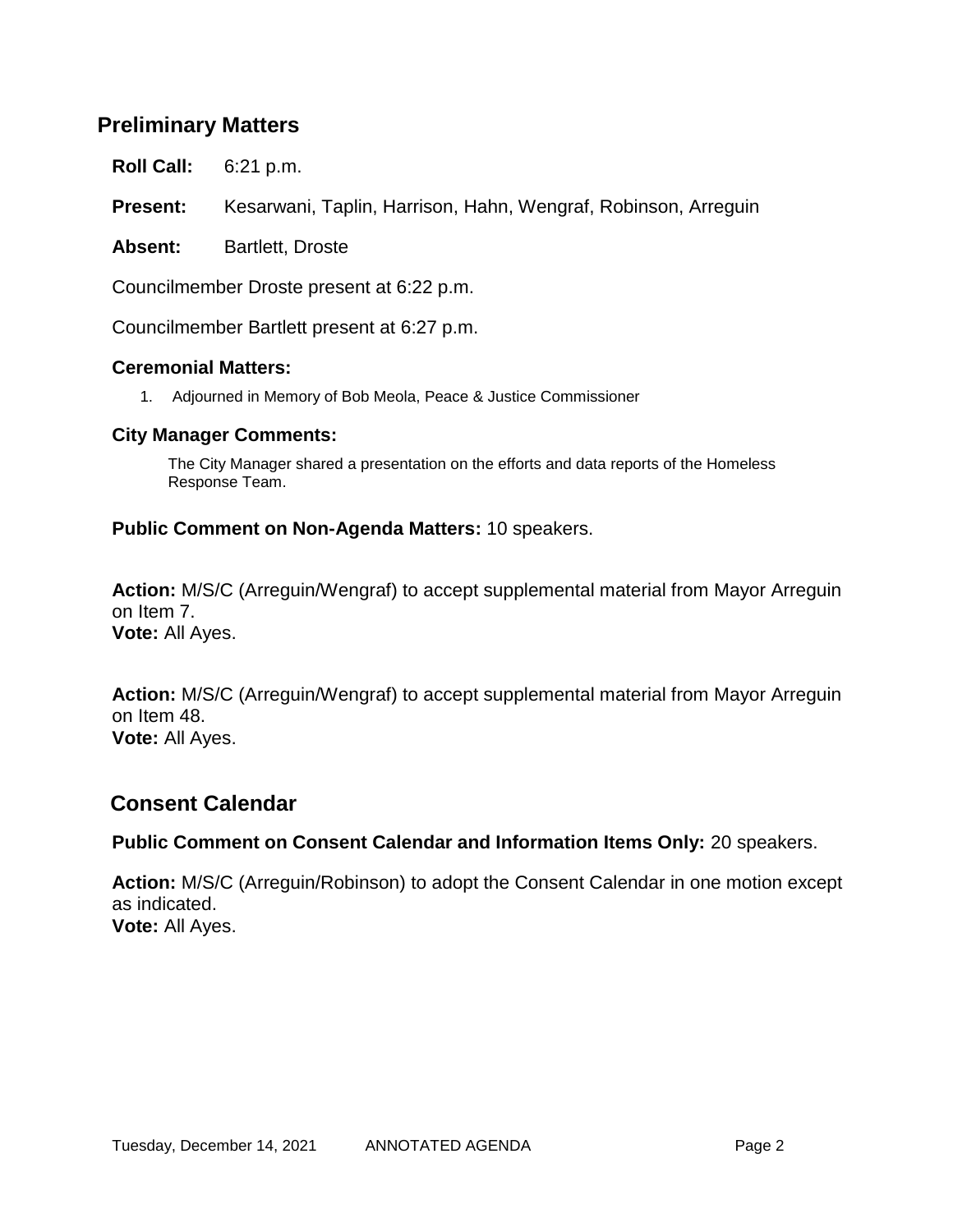## Preliminary Matters

**Roll Call:** 6:21 p.m.

**Present:** Kesarwani, Taplin, Harrison, Hahn, Wengraf, Robinson, Arreguin

**Absent:** Bartlett, Droste

Councilmember Droste present at 6:22 p.m.

Councilmember Bartlett present at 6:27 p.m.

### Ceremonial Matters:

1. Adjourned in Memory of Bob Meola, Peace & Justice Commissioner

### City Manager Comments:

The City Manager shared a presentation on the efforts and data reports of the Homeless Response Team.

**Public Comment on Non-Agenda Matters:** 10 speakers.

**Action:** M/S/C (Arreguin/Wengraf) to accept supplemental material from Mayor Arreguin on Item 7.
**Vote:** All Ayes.

**Action:** M/S/C (Arreguin/Wengraf) to accept supplemental material from Mayor Arreguin on Item 48.
**Vote:** All Ayes.

## Consent Calendar

**Public Comment on Consent Calendar and Information Items Only:** 20 speakers.

**Action:** M/S/C (Arreguin/Robinson) to adopt the Consent Calendar in one motion except as indicated.
**Vote:** All Ayes.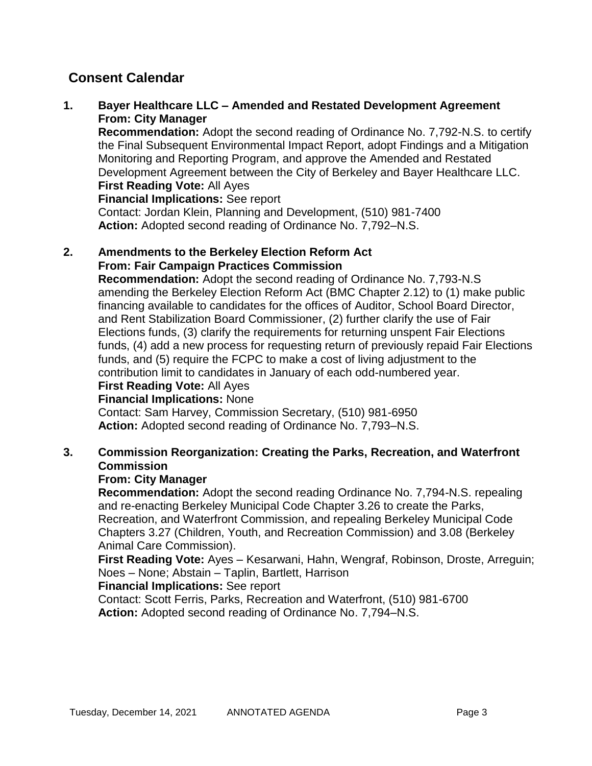## Consent Calendar

**1. Bayer Healthcare LLC – Amended and Restated Development Agreement**
**From: City Manager**

**Recommendation:** Adopt the second reading of Ordinance No. 7,792-N.S. to certify the Final Subsequent Environmental Impact Report, adopt Findings and a Mitigation Monitoring and Reporting Program, and approve the Amended and Restated Development Agreement between the City of Berkeley and Bayer Healthcare LLC.
**First Reading Vote:** All Ayes
**Financial Implications:** See report
Contact: Jordan Klein, Planning and Development, (510) 981-7400
**Action:** Adopted second reading of Ordinance No. 7,792–N.S.

**2. Amendments to the Berkeley Election Reform Act**
**From: Fair Campaign Practices Commission**

**Recommendation:** Adopt the second reading of Ordinance No. 7,793-N.S amending the Berkeley Election Reform Act (BMC Chapter 2.12) to (1) make public financing available to candidates for the offices of Auditor, School Board Director, and Rent Stabilization Board Commissioner, (2) further clarify the use of Fair Elections funds, (3) clarify the requirements for returning unspent Fair Elections funds, (4) add a new process for requesting return of previously repaid Fair Elections funds, and (5) require the FCPC to make a cost of living adjustment to the contribution limit to candidates in January of each odd-numbered year.
**First Reading Vote:** All Ayes
**Financial Implications:** None
Contact: Sam Harvey, Commission Secretary, (510) 981-6950
**Action:** Adopted second reading of Ordinance No. 7,793–N.S.

**3. Commission Reorganization: Creating the Parks, Recreation, and Waterfront Commission**
**From: City Manager**

**Recommendation:** Adopt the second reading Ordinance No. 7,794-N.S. repealing and re-enacting Berkeley Municipal Code Chapter 3.26 to create the Parks, Recreation, and Waterfront Commission, and repealing Berkeley Municipal Code Chapters 3.27 (Children, Youth, and Recreation Commission) and 3.08 (Berkeley Animal Care Commission).
**First Reading Vote:** Ayes – Kesarwani, Hahn, Wengraf, Robinson, Droste, Arreguin; Noes – None; Abstain – Taplin, Bartlett, Harrison
**Financial Implications:** See report
Contact: Scott Ferris, Parks, Recreation and Waterfront, (510) 981-6700
**Action:** Adopted second reading of Ordinance No. 7,794–N.S.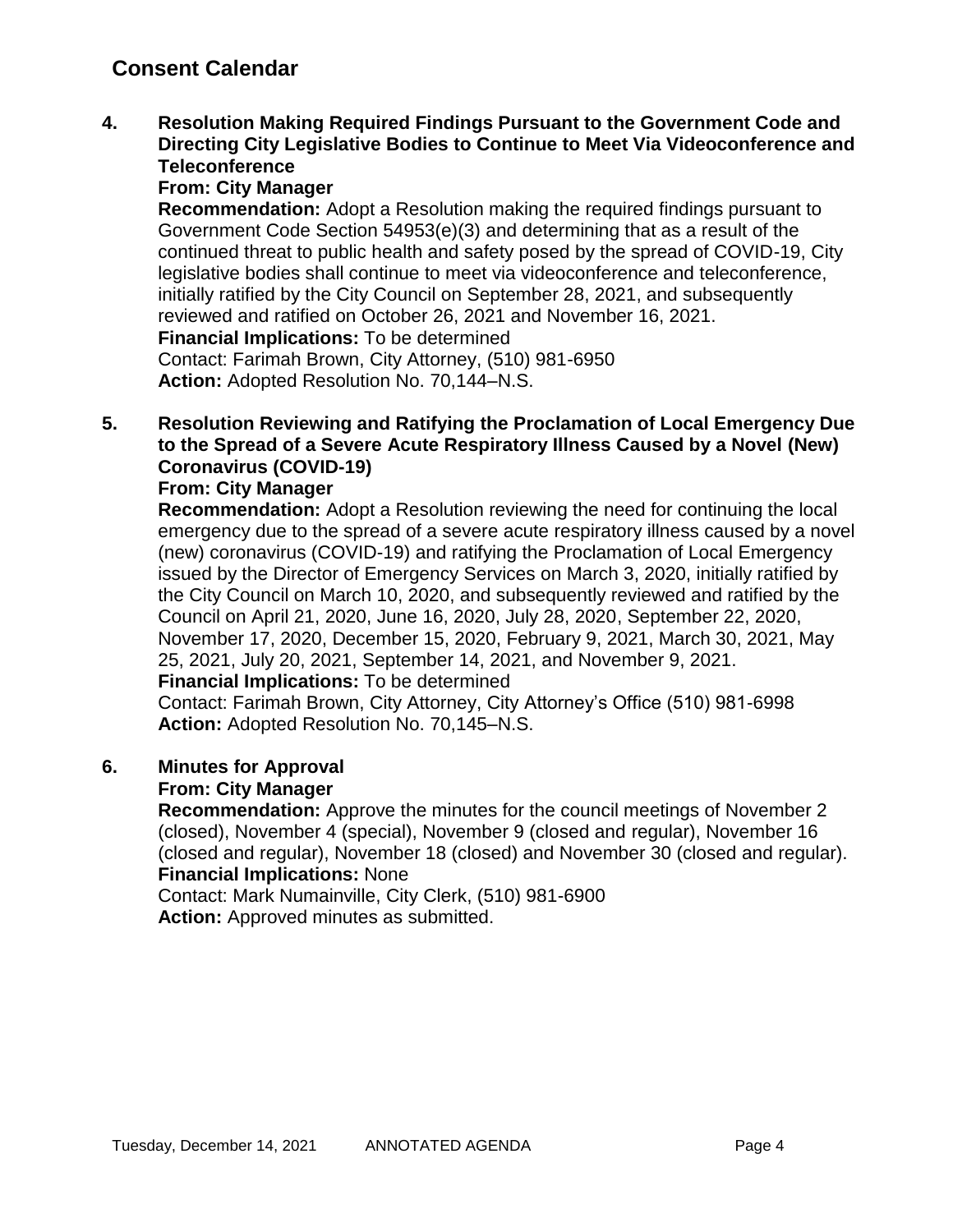## Consent Calendar

**4. Resolution Making Required Findings Pursuant to the Government Code and Directing City Legislative Bodies to Continue to Meet Via Videoconference and Teleconference**

**From: City Manager**

**Recommendation:** Adopt a Resolution making the required findings pursuant to Government Code Section 54953(e)(3) and determining that as a result of the continued threat to public health and safety posed by the spread of COVID-19, City legislative bodies shall continue to meet via videoconference and teleconference, initially ratified by the City Council on September 28, 2021, and subsequently reviewed and ratified on October 26, 2021 and November 16, 2021.

**Financial Implications:** To be determined

Contact: Farimah Brown, City Attorney, (510) 981-6950

**Action:** Adopted Resolution No. 70,144–N.S.

**5. Resolution Reviewing and Ratifying the Proclamation of Local Emergency Due to the Spread of a Severe Acute Respiratory Illness Caused by a Novel (New) Coronavirus (COVID-19)**

**From: City Manager**

**Recommendation:** Adopt a Resolution reviewing the need for continuing the local emergency due to the spread of a severe acute respiratory illness caused by a novel (new) coronavirus (COVID-19) and ratifying the Proclamation of Local Emergency issued by the Director of Emergency Services on March 3, 2020, initially ratified by the City Council on March 10, 2020, and subsequently reviewed and ratified by the Council on April 21, 2020, June 16, 2020, July 28, 2020, September 22, 2020, November 17, 2020, December 15, 2020, February 9, 2021, March 30, 2021, May 25, 2021, July 20, 2021, September 14, 2021, and November 9, 2021.

**Financial Implications:** To be determined

Contact: Farimah Brown, City Attorney, City Attorney's Office (510) 981-6998

**Action:** Adopted Resolution No. 70,145–N.S.

**6. Minutes for Approval**

**From: City Manager**

**Recommendation:** Approve the minutes for the council meetings of November 2 (closed), November 4 (special), November 9 (closed and regular), November 16 (closed and regular), November 18 (closed) and November 30 (closed and regular).

**Financial Implications:** None

Contact: Mark Numainville, City Clerk, (510) 981-6900

**Action:** Approved minutes as submitted.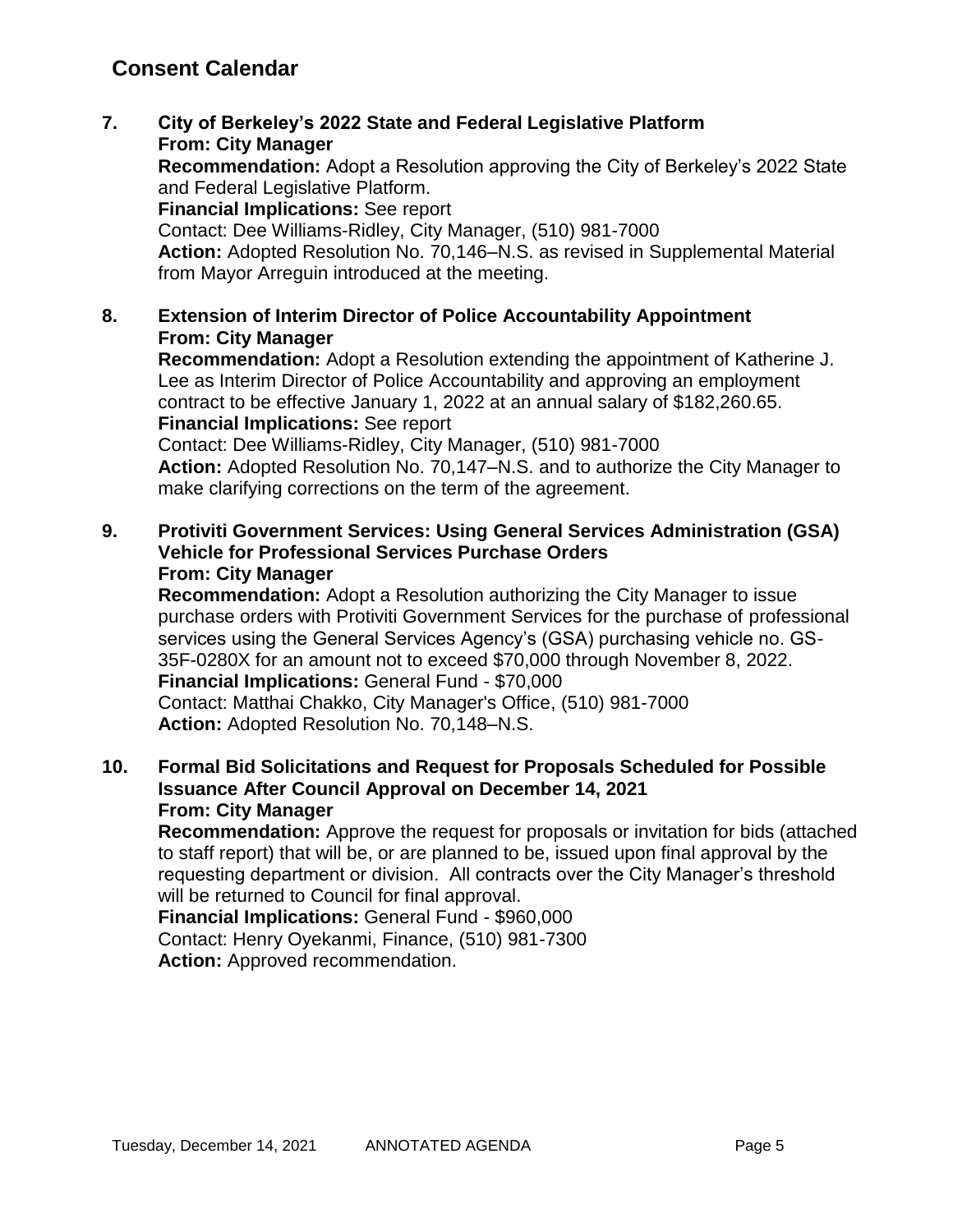## Consent Calendar

**7. City of Berkeley's 2022 State and Federal Legislative Platform**
**From: City Manager**
**Recommendation:** Adopt a Resolution approving the City of Berkeley's 2022 State and Federal Legislative Platform.
**Financial Implications:** See report
Contact: Dee Williams-Ridley, City Manager, (510) 981-7000
**Action:** Adopted Resolution No. 70,146–N.S. as revised in Supplemental Material from Mayor Arreguin introduced at the meeting.

**8. Extension of Interim Director of Police Accountability Appointment**
**From: City Manager**
**Recommendation:** Adopt a Resolution extending the appointment of Katherine J. Lee as Interim Director of Police Accountability and approving an employment contract to be effective January 1, 2022 at an annual salary of $182,260.65.
**Financial Implications:** See report
Contact: Dee Williams-Ridley, City Manager, (510) 981-7000
**Action:** Adopted Resolution No. 70,147–N.S. and to authorize the City Manager to make clarifying corrections on the term of the agreement.

**9. Protiviti Government Services: Using General Services Administration (GSA) Vehicle for Professional Services Purchase Orders**
**From: City Manager**
**Recommendation:** Adopt a Resolution authorizing the City Manager to issue purchase orders with Protiviti Government Services for the purchase of professional services using the General Services Agency's (GSA) purchasing vehicle no. GS-35F-0280X for an amount not to exceed $70,000 through November 8, 2022.
**Financial Implications:** General Fund - $70,000
Contact: Matthai Chakko, City Manager's Office, (510) 981-7000
**Action:** Adopted Resolution No. 70,148–N.S.

**10. Formal Bid Solicitations and Request for Proposals Scheduled for Possible Issuance After Council Approval on December 14, 2021**
**From: City Manager**
**Recommendation:** Approve the request for proposals or invitation for bids (attached to staff report) that will be, or are planned to be, issued upon final approval by the requesting department or division. All contracts over the City Manager's threshold will be returned to Council for final approval.
**Financial Implications:** General Fund - $960,000
Contact: Henry Oyekanmi, Finance, (510) 981-7300
**Action:** Approved recommendation.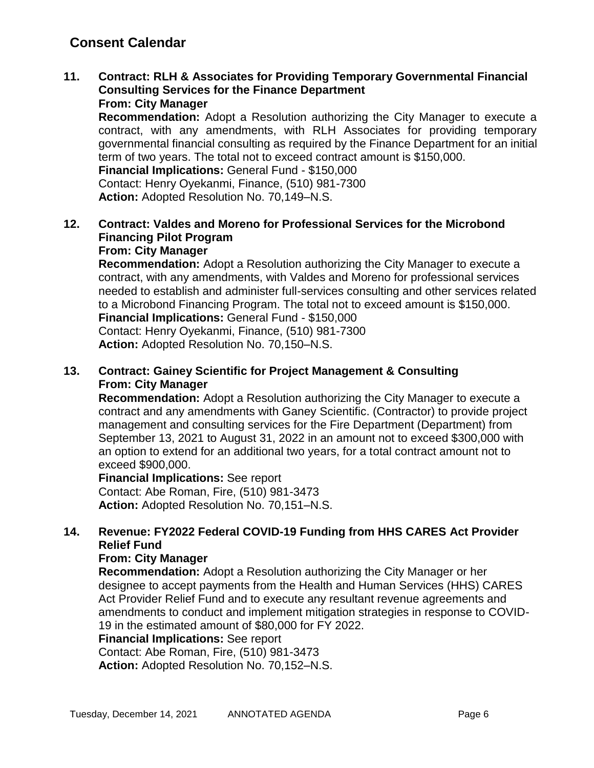## Consent Calendar

**11. Contract: RLH & Associates for Providing Temporary Governmental Financial Consulting Services for the Finance Department**
**From: City Manager**
**Recommendation:** Adopt a Resolution authorizing the City Manager to execute a contract, with any amendments, with RLH Associates for providing temporary governmental financial consulting as required by the Finance Department for an initial term of two years. The total not to exceed contract amount is $150,000.
**Financial Implications:** General Fund - $150,000
Contact: Henry Oyekanmi, Finance, (510) 981-7300
**Action:** Adopted Resolution No. 70,149–N.S.

**12. Contract: Valdes and Moreno for Professional Services for the Microbond Financing Pilot Program**
**From: City Manager**
**Recommendation:** Adopt a Resolution authorizing the City Manager to execute a contract, with any amendments, with Valdes and Moreno for professional services needed to establish and administer full-services consulting and other services related to a Microbond Financing Program. The total not to exceed amount is $150,000.
**Financial Implications:** General Fund - $150,000
Contact: Henry Oyekanmi, Finance, (510) 981-7300
**Action:** Adopted Resolution No. 70,150–N.S.

**13. Contract: Gainey Scientific for Project Management & Consulting**
**From: City Manager**
**Recommendation:** Adopt a Resolution authorizing the City Manager to execute a contract and any amendments with Ganey Scientific. (Contractor) to provide project management and consulting services for the Fire Department (Department) from September 13, 2021 to August 31, 2022 in an amount not to exceed $300,000 with an option to extend for an additional two years, for a total contract amount not to exceed $900,000.
**Financial Implications:** See report
Contact: Abe Roman, Fire, (510) 981-3473
**Action:** Adopted Resolution No. 70,151–N.S.

**14. Revenue: FY2022 Federal COVID-19 Funding from HHS CARES Act Provider Relief Fund**
**From: City Manager**
**Recommendation:** Adopt a Resolution authorizing the City Manager or her designee to accept payments from the Health and Human Services (HHS) CARES Act Provider Relief Fund and to execute any resultant revenue agreements and amendments to conduct and implement mitigation strategies in response to COVID-19 in the estimated amount of $80,000 for FY 2022.
**Financial Implications:** See report
Contact: Abe Roman, Fire, (510) 981-3473
**Action:** Adopted Resolution No. 70,152–N.S.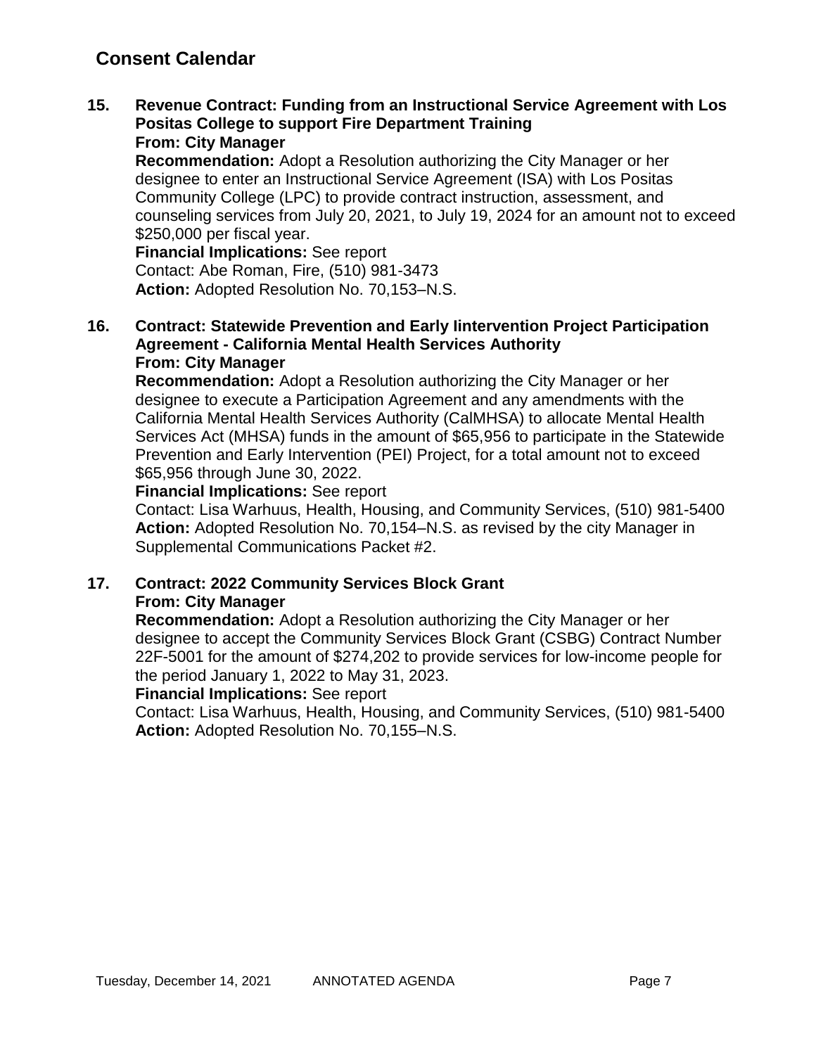## Consent Calendar

**15. Revenue Contract: Funding from an Instructional Service Agreement with Los Positas College to support Fire Department Training**
**From: City Manager**
**Recommendation:** Adopt a Resolution authorizing the City Manager or her designee to enter an Instructional Service Agreement (ISA) with Los Positas Community College (LPC) to provide contract instruction, assessment, and counseling services from July 20, 2021, to July 19, 2024 for an amount not to exceed $250,000 per fiscal year.
**Financial Implications:** See report
Contact: Abe Roman, Fire, (510) 981-3473
**Action:** Adopted Resolution No. 70,153–N.S.

**16. Contract: Statewide Prevention and Early Iintervention Project Participation Agreement - California Mental Health Services Authority**
**From: City Manager**
**Recommendation:** Adopt a Resolution authorizing the City Manager or her designee to execute a Participation Agreement and any amendments with the California Mental Health Services Authority (CalMHSA) to allocate Mental Health Services Act (MHSA) funds in the amount of $65,956 to participate in the Statewide Prevention and Early Intervention (PEI) Project, for a total amount not to exceed $65,956 through June 30, 2022.
**Financial Implications:** See report
Contact: Lisa Warhuus, Health, Housing, and Community Services, (510) 981-5400
**Action:** Adopted Resolution No. 70,154–N.S. as revised by the city Manager in Supplemental Communications Packet #2.

**17. Contract: 2022 Community Services Block Grant**
**From: City Manager**
**Recommendation:** Adopt a Resolution authorizing the City Manager or her designee to accept the Community Services Block Grant (CSBG) Contract Number 22F-5001 for the amount of $274,202 to provide services for low-income people for the period January 1, 2022 to May 31, 2023.
**Financial Implications:** See report
Contact: Lisa Warhuus, Health, Housing, and Community Services, (510) 981-5400
**Action:** Adopted Resolution No. 70,155–N.S.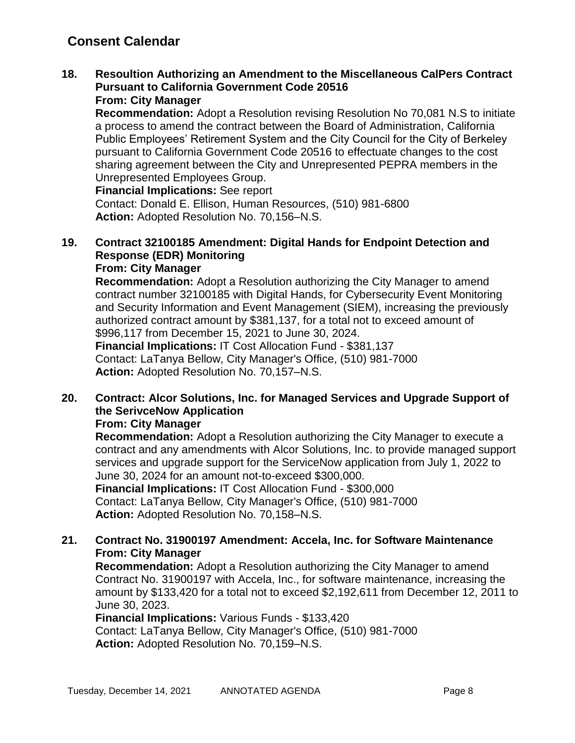## Consent Calendar

**18. Resoultion Authorizing an Amendment to the Miscellaneous CalPers Contract Pursuant to California Government Code 20516**
**From: City Manager**
**Recommendation:** Adopt a Resolution revising Resolution No 70,081 N.S to initiate a process to amend the contract between the Board of Administration, California Public Employees' Retirement System and the City Council for the City of Berkeley pursuant to California Government Code 20516 to effectuate changes to the cost sharing agreement between the City and Unrepresented PEPRA members in the Unrepresented Employees Group.
**Financial Implications:** See report
Contact: Donald E. Ellison, Human Resources, (510) 981-6800
**Action:** Adopted Resolution No. 70,156–N.S.

**19. Contract 32100185 Amendment: Digital Hands for Endpoint Detection and Response (EDR) Monitoring**
**From: City Manager**
**Recommendation:** Adopt a Resolution authorizing the City Manager to amend contract number 32100185 with Digital Hands, for Cybersecurity Event Monitoring and Security Information and Event Management (SIEM), increasing the previously authorized contract amount by $381,137, for a total not to exceed amount of $996,117 from December 15, 2021 to June 30, 2024.
**Financial Implications:** IT Cost Allocation Fund - $381,137
Contact: LaTanya Bellow, City Manager's Office, (510) 981-7000
**Action:** Adopted Resolution No. 70,157–N.S.

**20. Contract: Alcor Solutions, Inc. for Managed Services and Upgrade Support of the SerivceNow Application**
**From: City Manager**
**Recommendation:** Adopt a Resolution authorizing the City Manager to execute a contract and any amendments with Alcor Solutions, Inc. to provide managed support services and upgrade support for the ServiceNow application from July 1, 2022 to June 30, 2024 for an amount not-to-exceed $300,000.
**Financial Implications:** IT Cost Allocation Fund - $300,000
Contact: LaTanya Bellow, City Manager's Office, (510) 981-7000
**Action:** Adopted Resolution No. 70,158–N.S.

**21. Contract No. 31900197 Amendment: Accela, Inc. for Software Maintenance**
**From: City Manager**
**Recommendation:** Adopt a Resolution authorizing the City Manager to amend Contract No. 31900197 with Accela, Inc., for software maintenance, increasing the amount by $133,420 for a total not to exceed $2,192,611 from December 12, 2011 to June 30, 2023.
**Financial Implications:** Various Funds - $133,420
Contact: LaTanya Bellow, City Manager's Office, (510) 981-7000
**Action:** Adopted Resolution No. 70,159–N.S.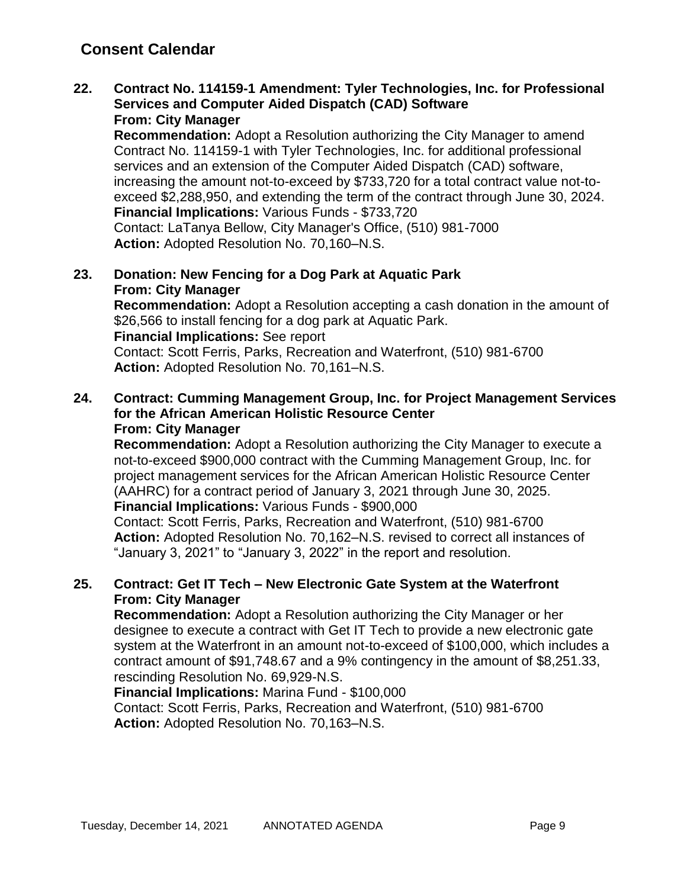## Consent Calendar

**22. Contract No. 114159-1 Amendment: Tyler Technologies, Inc. for Professional Services and Computer Aided Dispatch (CAD) Software**
**From: City Manager**
**Recommendation:** Adopt a Resolution authorizing the City Manager to amend Contract No. 114159-1 with Tyler Technologies, Inc. for additional professional services and an extension of the Computer Aided Dispatch (CAD) software, increasing the amount not-to-exceed by $733,720 for a total contract value not-to-exceed $2,288,950, and extending the term of the contract through June 30, 2024.
**Financial Implications:** Various Funds - $733,720
Contact: LaTanya Bellow, City Manager's Office, (510) 981-7000
**Action:** Adopted Resolution No. 70,160–N.S.

**23. Donation: New Fencing for a Dog Park at Aquatic Park**
**From: City Manager**
**Recommendation:** Adopt a Resolution accepting a cash donation in the amount of $26,566 to install fencing for a dog park at Aquatic Park.
**Financial Implications:** See report
Contact: Scott Ferris, Parks, Recreation and Waterfront, (510) 981-6700
**Action:** Adopted Resolution No. 70,161–N.S.

**24. Contract: Cumming Management Group, Inc. for Project Management Services for the African American Holistic Resource Center**
**From: City Manager**
**Recommendation:** Adopt a Resolution authorizing the City Manager to execute a not-to-exceed $900,000 contract with the Cumming Management Group, Inc. for project management services for the African American Holistic Resource Center (AAHRC) for a contract period of January 3, 2021 through June 30, 2025.
**Financial Implications:** Various Funds - $900,000
Contact: Scott Ferris, Parks, Recreation and Waterfront, (510) 981-6700
**Action:** Adopted Resolution No. 70,162–N.S. revised to correct all instances of "January 3, 2021" to "January 3, 2022" in the report and resolution.

**25. Contract: Get IT Tech – New Electronic Gate System at the Waterfront**
**From: City Manager**
**Recommendation:** Adopt a Resolution authorizing the City Manager or her designee to execute a contract with Get IT Tech to provide a new electronic gate system at the Waterfront in an amount not-to-exceed of $100,000, which includes a contract amount of $91,748.67 and a 9% contingency in the amount of $8,251.33, rescinding Resolution No. 69,929-N.S.
**Financial Implications:** Marina Fund - $100,000
Contact: Scott Ferris, Parks, Recreation and Waterfront, (510) 981-6700
**Action:** Adopted Resolution No. 70,163–N.S.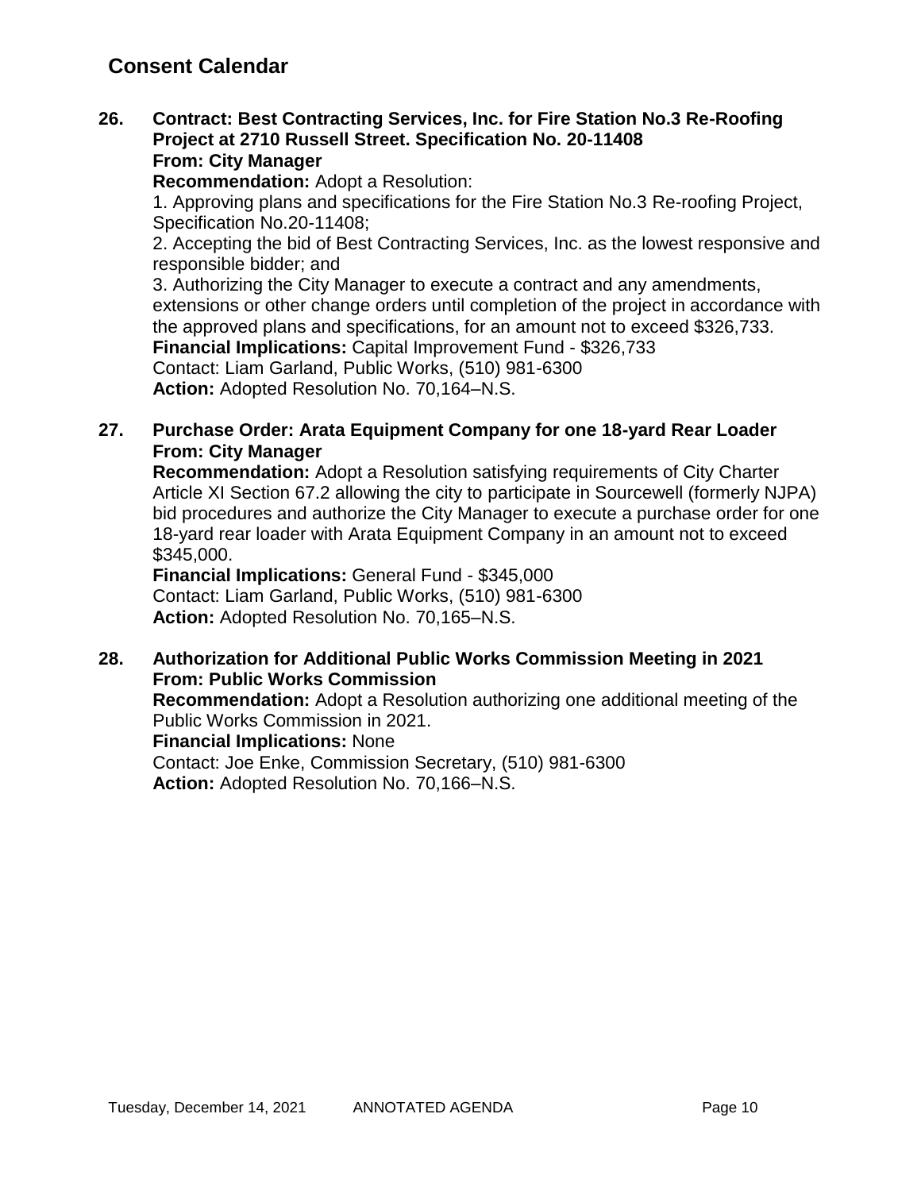## Consent Calendar

**26. Contract: Best Contracting Services, Inc. for Fire Station No.3 Re-Roofing Project at 2710 Russell Street. Specification No. 20-11408**
**From: City Manager**

**Recommendation:** Adopt a Resolution:
1. Approving plans and specifications for the Fire Station No.3 Re-roofing Project, Specification No.20-11408;
2. Accepting the bid of Best Contracting Services, Inc. as the lowest responsive and responsible bidder; and
3. Authorizing the City Manager to execute a contract and any amendments, extensions or other change orders until completion of the project in accordance with the approved plans and specifications, for an amount not to exceed $326,733.

**Financial Implications:** Capital Improvement Fund - $326,733
Contact: Liam Garland, Public Works, (510) 981-6300
**Action:** Adopted Resolution No. 70,164–N.S.

**27. Purchase Order: Arata Equipment Company for one 18-yard Rear Loader**
**From: City Manager**

**Recommendation:** Adopt a Resolution satisfying requirements of City Charter Article XI Section 67.2 allowing the city to participate in Sourcewell (formerly NJPA) bid procedures and authorize the City Manager to execute a purchase order for one 18-yard rear loader with Arata Equipment Company in an amount not to exceed $345,000.

**Financial Implications:** General Fund - $345,000
Contact: Liam Garland, Public Works, (510) 981-6300
**Action:** Adopted Resolution No. 70,165–N.S.

**28. Authorization for Additional Public Works Commission Meeting in 2021**
**From: Public Works Commission**

**Recommendation:** Adopt a Resolution authorizing one additional meeting of the Public Works Commission in 2021.

**Financial Implications:** None
Contact: Joe Enke, Commission Secretary, (510) 981-6300
**Action:** Adopted Resolution No. 70,166–N.S.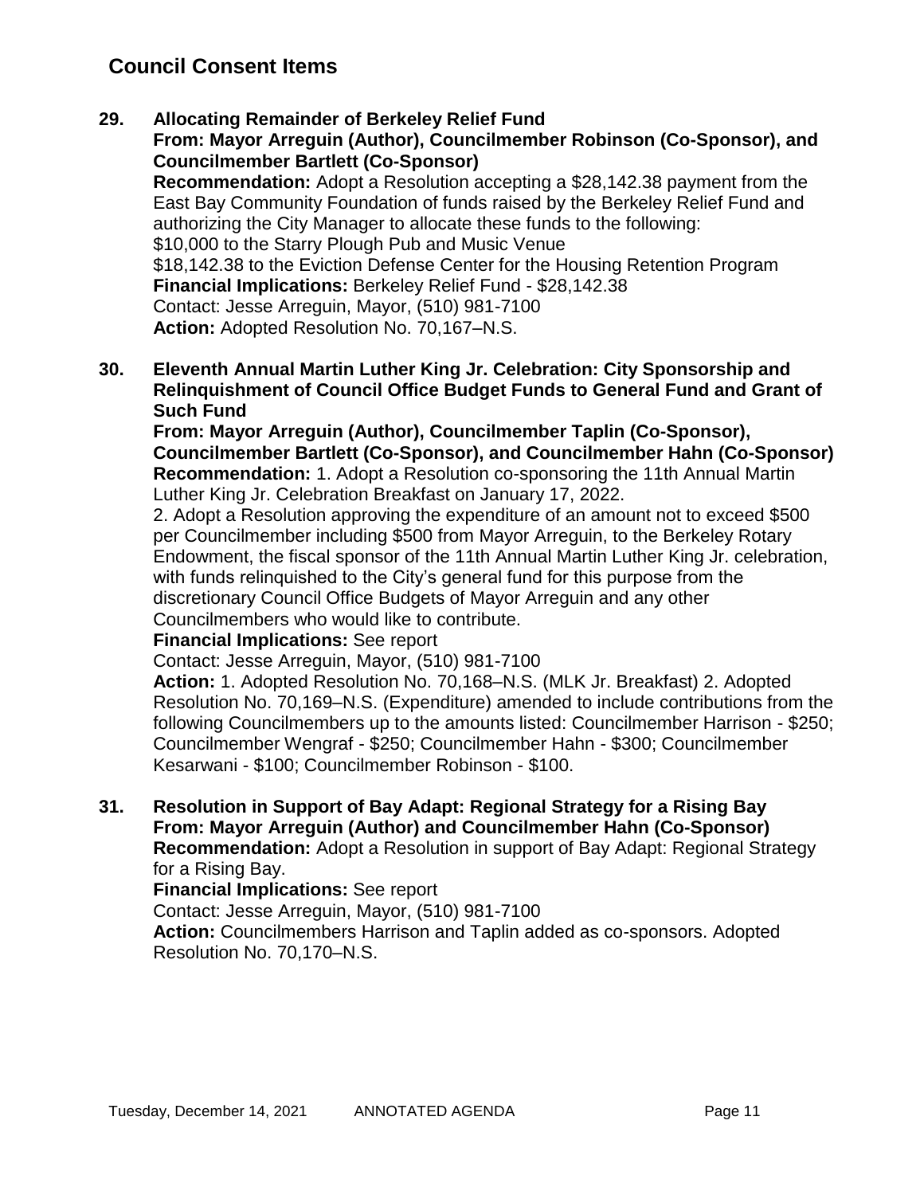## Council Consent Items

**29. Allocating Remainder of Berkeley Relief Fund**
**From: Mayor Arreguin (Author), Councilmember Robinson (Co-Sponsor), and Councilmember Bartlett (Co-Sponsor)**
**Recommendation:** Adopt a Resolution accepting a $28,142.38 payment from the East Bay Community Foundation of funds raised by the Berkeley Relief Fund and authorizing the City Manager to allocate these funds to the following:
$10,000 to the Starry Plough Pub and Music Venue
$18,142.38 to the Eviction Defense Center for the Housing Retention Program
**Financial Implications:** Berkeley Relief Fund - $28,142.38
Contact: Jesse Arreguin, Mayor, (510) 981-7100
**Action:** Adopted Resolution No. 70,167–N.S.

**30. Eleventh Annual Martin Luther King Jr. Celebration: City Sponsorship and Relinquishment of Council Office Budget Funds to General Fund and Grant of Such Fund**
**From: Mayor Arreguin (Author), Councilmember Taplin (Co-Sponsor), Councilmember Bartlett (Co-Sponsor), and Councilmember Hahn (Co-Sponsor)**
**Recommendation:** 1. Adopt a Resolution co-sponsoring the 11th Annual Martin Luther King Jr. Celebration Breakfast on January 17, 2022.
2. Adopt a Resolution approving the expenditure of an amount not to exceed $500 per Councilmember including $500 from Mayor Arreguin, to the Berkeley Rotary Endowment, the fiscal sponsor of the 11th Annual Martin Luther King Jr. celebration, with funds relinquished to the City's general fund for this purpose from the discretionary Council Office Budgets of Mayor Arreguin and any other Councilmembers who would like to contribute.
**Financial Implications:** See report
Contact: Jesse Arreguin, Mayor, (510) 981-7100
**Action:** 1. Adopted Resolution No. 70,168–N.S. (MLK Jr. Breakfast) 2. Adopted Resolution No. 70,169–N.S. (Expenditure) amended to include contributions from the following Councilmembers up to the amounts listed: Councilmember Harrison - $250; Councilmember Wengraf - $250; Councilmember Hahn - $300; Councilmember Kesarwani - $100; Councilmember Robinson - $100.

**31. Resolution in Support of Bay Adapt: Regional Strategy for a Rising Bay**
**From: Mayor Arreguin (Author) and Councilmember Hahn (Co-Sponsor)**
**Recommendation:** Adopt a Resolution in support of Bay Adapt: Regional Strategy for a Rising Bay.
**Financial Implications:** See report
Contact: Jesse Arreguin, Mayor, (510) 981-7100
**Action:** Councilmembers Harrison and Taplin added as co-sponsors. Adopted Resolution No. 70,170–N.S.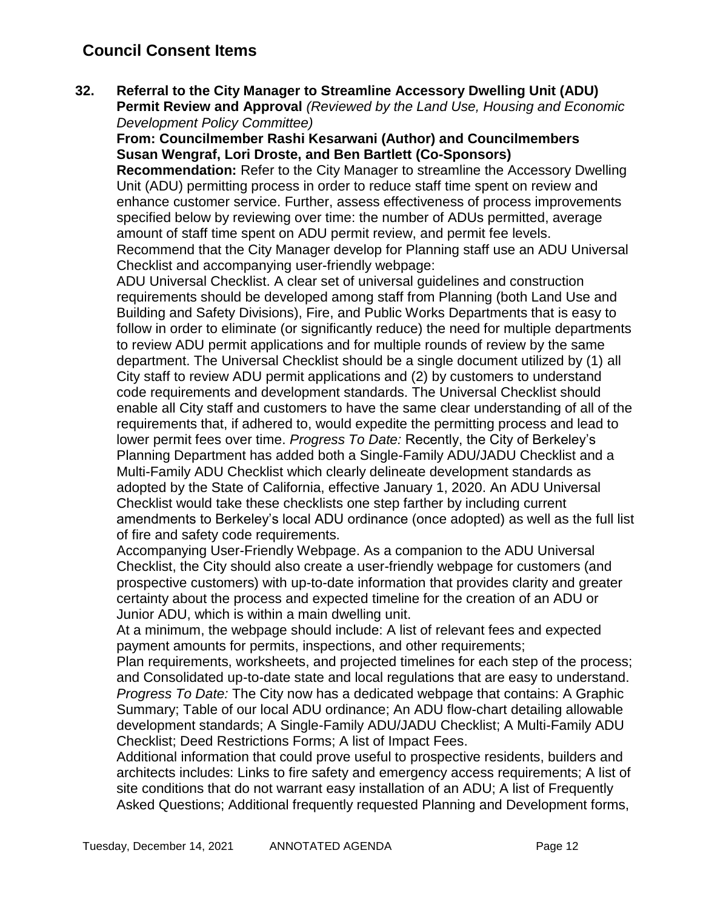## Council Consent Items

**32. Referral to the City Manager to Streamline Accessory Dwelling Unit (ADU) Permit Review and Approval** *(Reviewed by the Land Use, Housing and Economic Development Policy Committee)*

**From: Councilmember Rashi Kesarwani (Author) and Councilmembers Susan Wengraf, Lori Droste, and Ben Bartlett (Co-Sponsors)**

**Recommendation:** Refer to the City Manager to streamline the Accessory Dwelling Unit (ADU) permitting process in order to reduce staff time spent on review and enhance customer service. Further, assess effectiveness of process improvements specified below by reviewing over time: the number of ADUs permitted, average amount of staff time spent on ADU permit review, and permit fee levels.

Recommend that the City Manager develop for Planning staff use an ADU Universal Checklist and accompanying user-friendly webpage:

ADU Universal Checklist. A clear set of universal guidelines and construction requirements should be developed among staff from Planning (both Land Use and Building and Safety Divisions), Fire, and Public Works Departments that is easy to follow in order to eliminate (or significantly reduce) the need for multiple departments to review ADU permit applications and for multiple rounds of review by the same department. The Universal Checklist should be a single document utilized by (1) all City staff to review ADU permit applications and (2) by customers to understand code requirements and development standards. The Universal Checklist should enable all City staff and customers to have the same clear understanding of all of the requirements that, if adhered to, would expedite the permitting process and lead to lower permit fees over time. *Progress To Date:* Recently, the City of Berkeley's Planning Department has added both a Single-Family ADU/JADU Checklist and a Multi-Family ADU Checklist which clearly delineate development standards as adopted by the State of California, effective January 1, 2020. An ADU Universal Checklist would take these checklists one step farther by including current amendments to Berkeley's local ADU ordinance (once adopted) as well as the full list of fire and safety code requirements.

Accompanying User-Friendly Webpage. As a companion to the ADU Universal Checklist, the City should also create a user-friendly webpage for customers (and prospective customers) with up-to-date information that provides clarity and greater certainty about the process and expected timeline for the creation of an ADU or Junior ADU, which is within a main dwelling unit.

At a minimum, the webpage should include: A list of relevant fees and expected payment amounts for permits, inspections, and other requirements;

Plan requirements, worksheets, and projected timelines for each step of the process; and Consolidated up-to-date state and local regulations that are easy to understand. *Progress To Date:* The City now has a dedicated webpage that contains: A Graphic Summary; Table of our local ADU ordinance; An ADU flow-chart detailing allowable development standards; A Single-Family ADU/JADU Checklist; A Multi-Family ADU Checklist; Deed Restrictions Forms; A list of Impact Fees.

Additional information that could prove useful to prospective residents, builders and architects includes: Links to fire safety and emergency access requirements; A list of site conditions that do not warrant easy installation of an ADU; A list of Frequently Asked Questions; Additional frequently requested Planning and Development forms,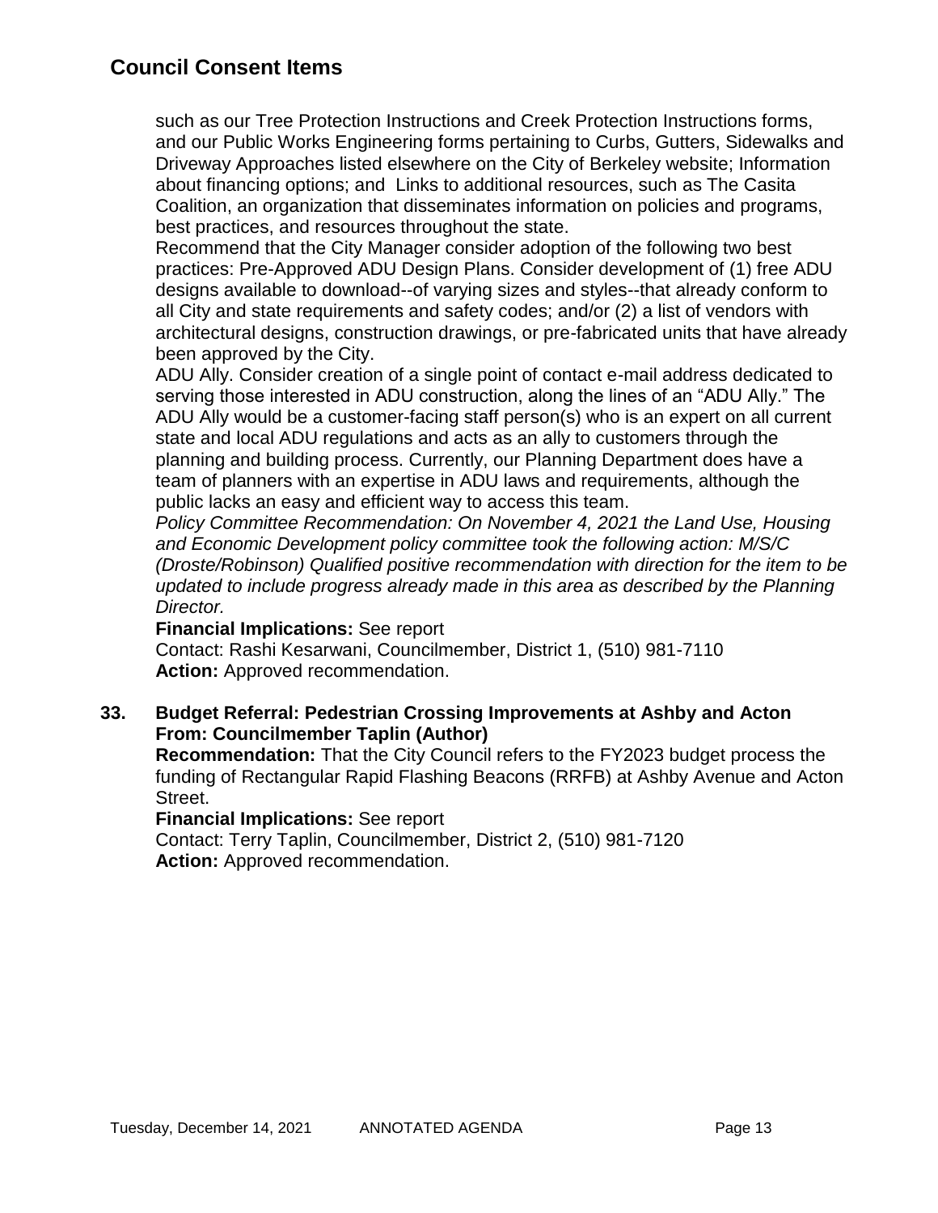## Council Consent Items

such as our Tree Protection Instructions and Creek Protection Instructions forms, and our Public Works Engineering forms pertaining to Curbs, Gutters, Sidewalks and Driveway Approaches listed elsewhere on the City of Berkeley website; Information about financing options; and Links to additional resources, such as The Casita Coalition, an organization that disseminates information on policies and programs, best practices, and resources throughout the state.

Recommend that the City Manager consider adoption of the following two best practices: Pre-Approved ADU Design Plans. Consider development of (1) free ADU designs available to download--of varying sizes and styles--that already conform to all City and state requirements and safety codes; and/or (2) a list of vendors with architectural designs, construction drawings, or pre-fabricated units that have already been approved by the City.

ADU Ally. Consider creation of a single point of contact e-mail address dedicated to serving those interested in ADU construction, along the lines of an "ADU Ally." The ADU Ally would be a customer-facing staff person(s) who is an expert on all current state and local ADU regulations and acts as an ally to customers through the planning and building process. Currently, our Planning Department does have a team of planners with an expertise in ADU laws and requirements, although the public lacks an easy and efficient way to access this team.

*Policy Committee Recommendation: On November 4, 2021 the Land Use, Housing and Economic Development policy committee took the following action: M/S/C (Droste/Robinson) Qualified positive recommendation with direction for the item to be updated to include progress already made in this area as described by the Planning Director.*

**Financial Implications:** See report
Contact: Rashi Kesarwani, Councilmember, District 1, (510) 981-7110
**Action:** Approved recommendation.

**33. Budget Referral: Pedestrian Crossing Improvements at Ashby and Acton**
**From: Councilmember Taplin (Author)**

**Recommendation:** That the City Council refers to the FY2023 budget process the funding of Rectangular Rapid Flashing Beacons (RRFB) at Ashby Avenue and Acton Street.

**Financial Implications:** See report
Contact: Terry Taplin, Councilmember, District 2, (510) 981-7120
**Action:** Approved recommendation.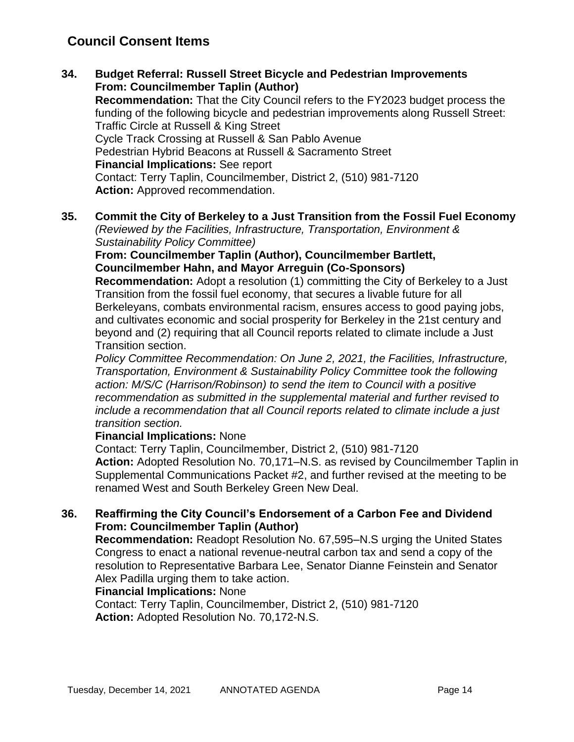## Council Consent Items

**34. Budget Referral: Russell Street Bicycle and Pedestrian Improvements**
**From: Councilmember Taplin (Author)**
**Recommendation:** That the City Council refers to the FY2023 budget process the funding of the following bicycle and pedestrian improvements along Russell Street:
Traffic Circle at Russell & King Street
Cycle Track Crossing at Russell & San Pablo Avenue
Pedestrian Hybrid Beacons at Russell & Sacramento Street
**Financial Implications:** See report
Contact: Terry Taplin, Councilmember, District 2, (510) 981-7120
**Action:** Approved recommendation.

**35. Commit the City of Berkeley to a Just Transition from the Fossil Fuel Economy**
*(Reviewed by the Facilities, Infrastructure, Transportation, Environment & Sustainability Policy Committee)*
**From: Councilmember Taplin (Author), Councilmember Bartlett, Councilmember Hahn, and Mayor Arreguin (Co-Sponsors)**
**Recommendation:** Adopt a resolution (1) committing the City of Berkeley to a Just Transition from the fossil fuel economy, that secures a livable future for all Berkeleyans, combats environmental racism, ensures access to good paying jobs, and cultivates economic and social prosperity for Berkeley in the 21st century and beyond and (2) requiring that all Council reports related to climate include a Just Transition section.
*Policy Committee Recommendation: On June 2, 2021, the Facilities, Infrastructure, Transportation, Environment & Sustainability Policy Committee took the following action: M/S/C (Harrison/Robinson) to send the item to Council with a positive recommendation as submitted in the supplemental material and further revised to include a recommendation that all Council reports related to climate include a just transition section.*
**Financial Implications:** None
Contact: Terry Taplin, Councilmember, District 2, (510) 981-7120
**Action:** Adopted Resolution No. 70,171–N.S. as revised by Councilmember Taplin in Supplemental Communications Packet #2, and further revised at the meeting to be renamed West and South Berkeley Green New Deal.

**36. Reaffirming the City Council's Endorsement of a Carbon Fee and Dividend**
**From: Councilmember Taplin (Author)**
**Recommendation:** Readopt Resolution No. 67,595–N.S urging the United States Congress to enact a national revenue-neutral carbon tax and send a copy of the resolution to Representative Barbara Lee, Senator Dianne Feinstein and Senator Alex Padilla urging them to take action.
**Financial Implications:** None
Contact: Terry Taplin, Councilmember, District 2, (510) 981-7120
**Action:** Adopted Resolution No. 70,172-N.S.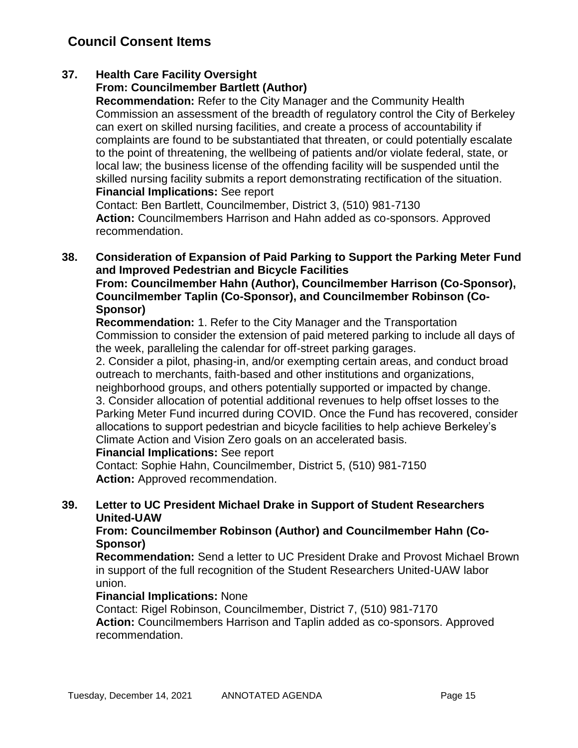## Council Consent Items

**37. Health Care Facility Oversight**
**From: Councilmember Bartlett (Author)**
**Recommendation:** Refer to the City Manager and the Community Health Commission an assessment of the breadth of regulatory control the City of Berkeley can exert on skilled nursing facilities, and create a process of accountability if complaints are found to be substantiated that threaten, or could potentially escalate to the point of threatening, the wellbeing of patients and/or violate federal, state, or local law; the business license of the offending facility will be suspended until the skilled nursing facility submits a report demonstrating rectification of the situation.
**Financial Implications:** See report
Contact: Ben Bartlett, Councilmember, District 3, (510) 981-7130
**Action:** Councilmembers Harrison and Hahn added as co-sponsors. Approved recommendation.

**38. Consideration of Expansion of Paid Parking to Support the Parking Meter Fund and Improved Pedestrian and Bicycle Facilities**
**From: Councilmember Hahn (Author), Councilmember Harrison (Co-Sponsor), Councilmember Taplin (Co-Sponsor), and Councilmember Robinson (Co-Sponsor)**
**Recommendation:** 1. Refer to the City Manager and the Transportation Commission to consider the extension of paid metered parking to include all days of the week, paralleling the calendar for off-street parking garages.
2. Consider a pilot, phasing-in, and/or exempting certain areas, and conduct broad outreach to merchants, faith-based and other institutions and organizations, neighborhood groups, and others potentially supported or impacted by change.
3. Consider allocation of potential additional revenues to help offset losses to the Parking Meter Fund incurred during COVID. Once the Fund has recovered, consider allocations to support pedestrian and bicycle facilities to help achieve Berkeley's Climate Action and Vision Zero goals on an accelerated basis.
**Financial Implications:** See report
Contact: Sophie Hahn, Councilmember, District 5, (510) 981-7150
**Action:** Approved recommendation.

**39. Letter to UC President Michael Drake in Support of Student Researchers United-UAW**
**From: Councilmember Robinson (Author) and Councilmember Hahn (Co-Sponsor)**
**Recommendation:** Send a letter to UC President Drake and Provost Michael Brown in support of the full recognition of the Student Researchers United-UAW labor union.
**Financial Implications:** None
Contact: Rigel Robinson, Councilmember, District 7, (510) 981-7170
**Action:** Councilmembers Harrison and Taplin added as co-sponsors. Approved recommendation.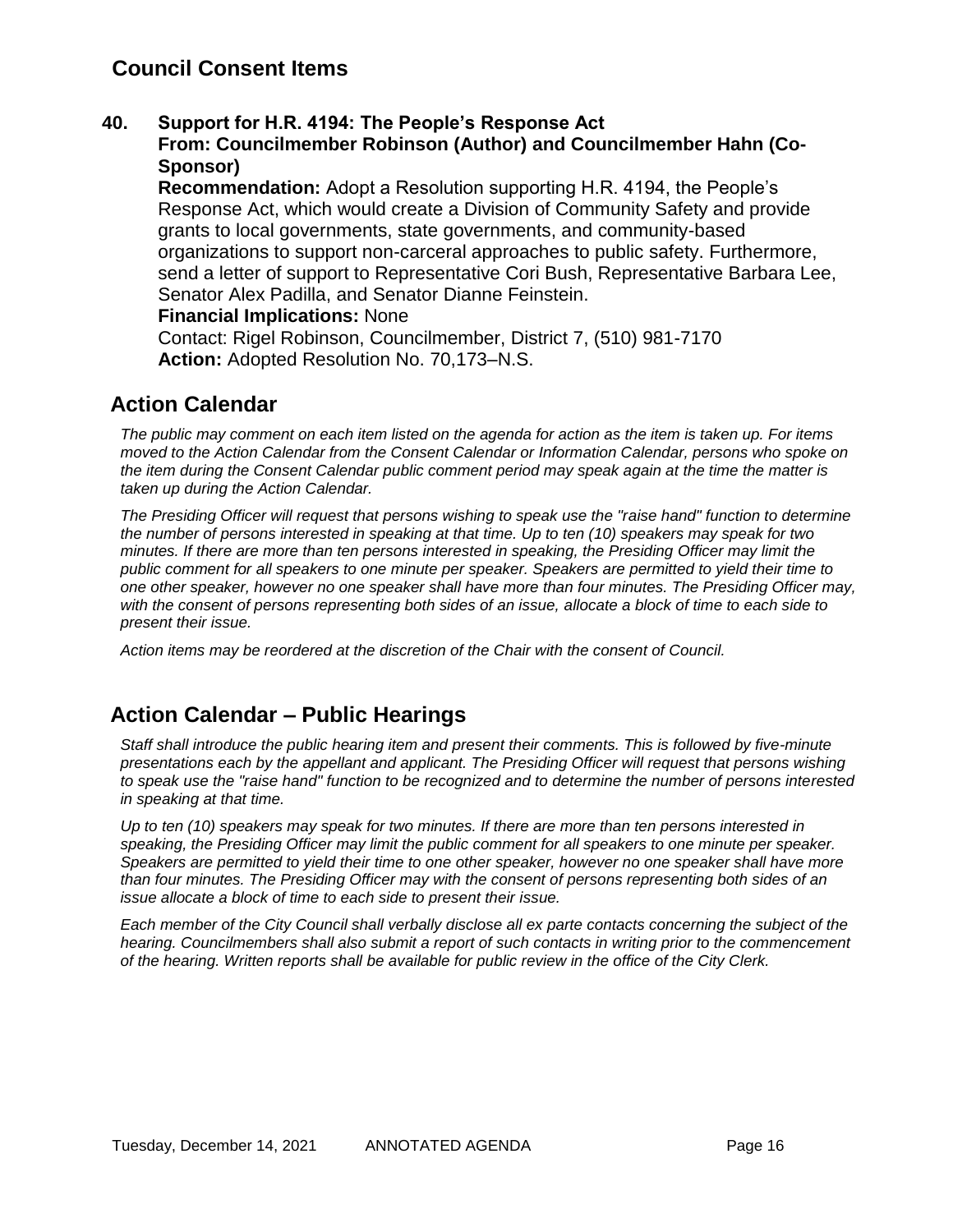## Council Consent Items

**40. Support for H.R. 4194: The People's Response Act**
**From: Councilmember Robinson (Author) and Councilmember Hahn (Co-Sponsor)**
**Recommendation:** Adopt a Resolution supporting H.R. 4194, the People's Response Act, which would create a Division of Community Safety and provide grants to local governments, state governments, and community-based organizations to support non-carceral approaches to public safety. Furthermore, send a letter of support to Representative Cori Bush, Representative Barbara Lee, Senator Alex Padilla, and Senator Dianne Feinstein.
**Financial Implications:** None
Contact: Rigel Robinson, Councilmember, District 7, (510) 981-7170
**Action:** Adopted Resolution No. 70,173–N.S.

## Action Calendar

*The public may comment on each item listed on the agenda for action as the item is taken up. For items moved to the Action Calendar from the Consent Calendar or Information Calendar, persons who spoke on the item during the Consent Calendar public comment period may speak again at the time the matter is taken up during the Action Calendar.*

*The Presiding Officer will request that persons wishing to speak use the "raise hand" function to determine the number of persons interested in speaking at that time. Up to ten (10) speakers may speak for two minutes. If there are more than ten persons interested in speaking, the Presiding Officer may limit the public comment for all speakers to one minute per speaker. Speakers are permitted to yield their time to one other speaker, however no one speaker shall have more than four minutes. The Presiding Officer may, with the consent of persons representing both sides of an issue, allocate a block of time to each side to present their issue.*

*Action items may be reordered at the discretion of the Chair with the consent of Council.*

## Action Calendar – Public Hearings

*Staff shall introduce the public hearing item and present their comments. This is followed by five-minute presentations each by the appellant and applicant. The Presiding Officer will request that persons wishing to speak use the "raise hand" function to be recognized and to determine the number of persons interested in speaking at that time.*

*Up to ten (10) speakers may speak for two minutes. If there are more than ten persons interested in speaking, the Presiding Officer may limit the public comment for all speakers to one minute per speaker. Speakers are permitted to yield their time to one other speaker, however no one speaker shall have more than four minutes. The Presiding Officer may with the consent of persons representing both sides of an issue allocate a block of time to each side to present their issue.*

*Each member of the City Council shall verbally disclose all ex parte contacts concerning the subject of the hearing. Councilmembers shall also submit a report of such contacts in writing prior to the commencement of the hearing. Written reports shall be available for public review in the office of the City Clerk.*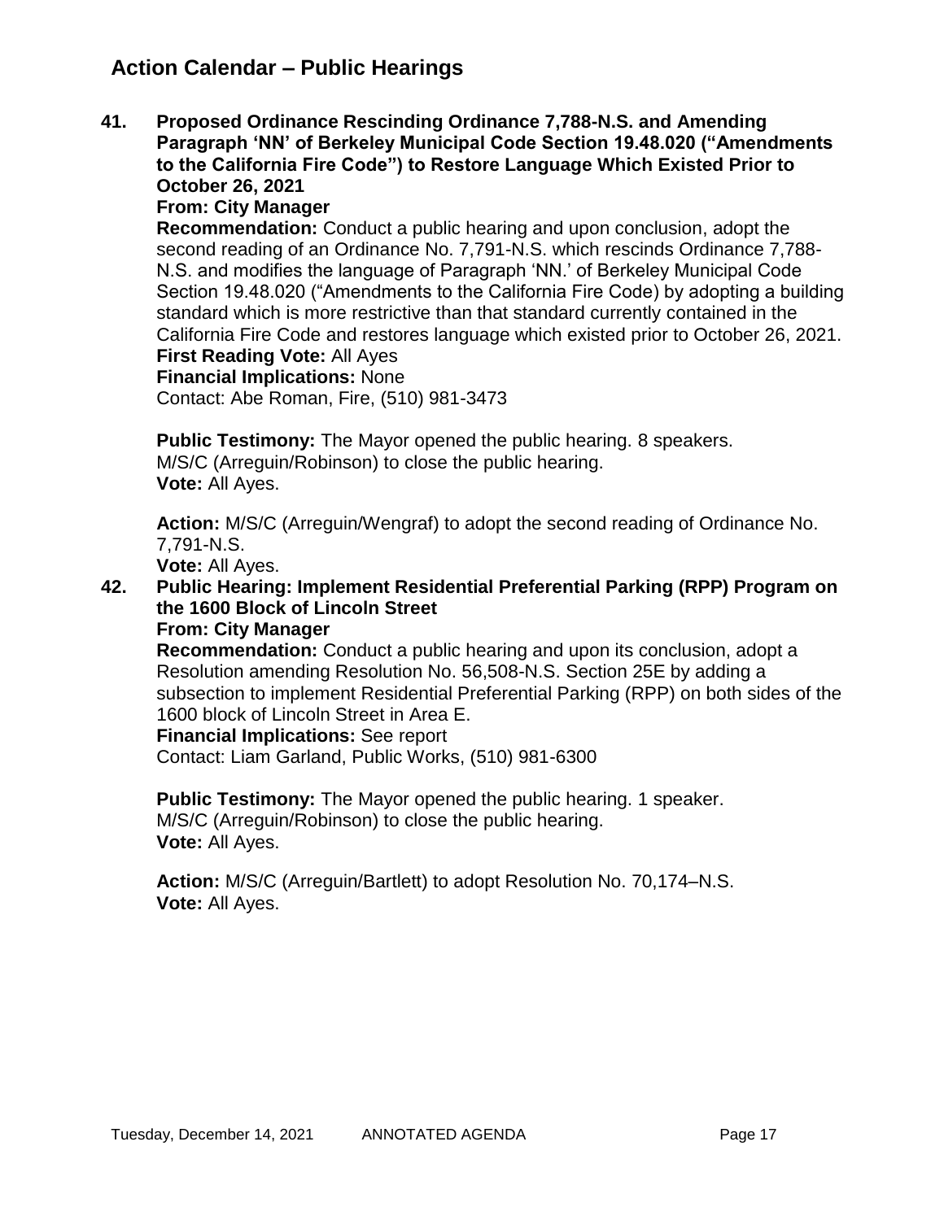## Action Calendar – Public Hearings

**41. Proposed Ordinance Rescinding Ordinance 7,788-N.S. and Amending Paragraph 'NN' of Berkeley Municipal Code Section 19.48.020 ("Amendments to the California Fire Code") to Restore Language Which Existed Prior to October 26, 2021**

**From: City Manager**

**Recommendation:** Conduct a public hearing and upon conclusion, adopt the second reading of an Ordinance No. 7,791-N.S. which rescinds Ordinance 7,788-N.S. and modifies the language of Paragraph 'NN.' of Berkeley Municipal Code Section 19.48.020 ("Amendments to the California Fire Code) by adopting a building standard which is more restrictive than that standard currently contained in the California Fire Code and restores language which existed prior to October 26, 2021.

**First Reading Vote:** All Ayes

**Financial Implications:** None

Contact: Abe Roman, Fire, (510) 981-3473

**Public Testimony:** The Mayor opened the public hearing. 8 speakers.
M/S/C (Arreguin/Robinson) to close the public hearing.
**Vote:** All Ayes.

**Action:** M/S/C (Arreguin/Wengraf) to adopt the second reading of Ordinance No. 7,791-N.S.
**Vote:** All Ayes.

**42. Public Hearing: Implement Residential Preferential Parking (RPP) Program on the 1600 Block of Lincoln Street**

**From: City Manager**

**Recommendation:** Conduct a public hearing and upon its conclusion, adopt a Resolution amending Resolution No. 56,508-N.S. Section 25E by adding a subsection to implement Residential Preferential Parking (RPP) on both sides of the 1600 block of Lincoln Street in Area E.

**Financial Implications:** See report

Contact: Liam Garland, Public Works, (510) 981-6300

**Public Testimony:** The Mayor opened the public hearing. 1 speaker.
M/S/C (Arreguin/Robinson) to close the public hearing.
**Vote:** All Ayes.

**Action:** M/S/C (Arreguin/Bartlett) to adopt Resolution No. 70,174–N.S.
**Vote:** All Ayes.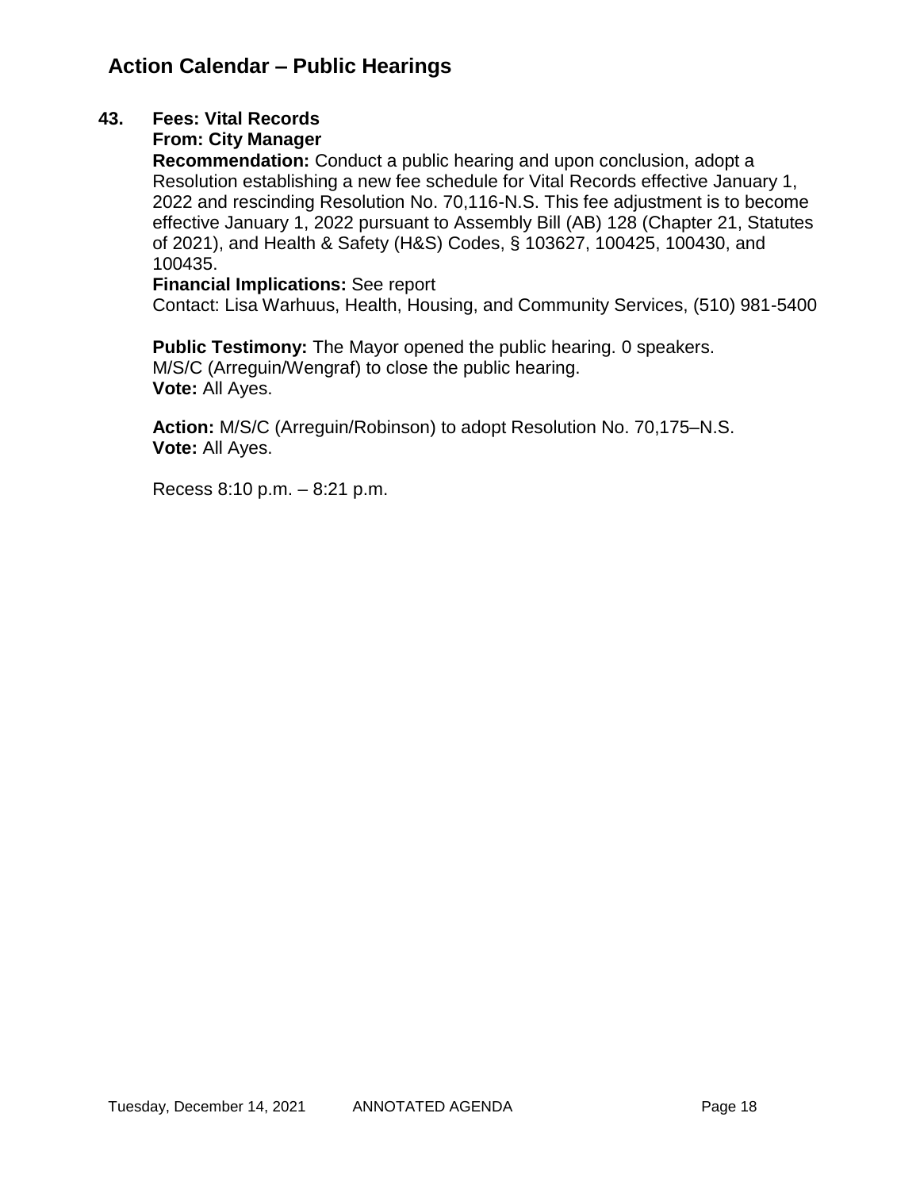## Action Calendar – Public Hearings

**43. Fees: Vital Records**
**From: City Manager**

**Recommendation:** Conduct a public hearing and upon conclusion, adopt a Resolution establishing a new fee schedule for Vital Records effective January 1, 2022 and rescinding Resolution No. 70,116-N.S. This fee adjustment is to become effective January 1, 2022 pursuant to Assembly Bill (AB) 128 (Chapter 21, Statutes of 2021), and Health & Safety (H&S) Codes, § 103627, 100425, 100430, and 100435.
**Financial Implications:** See report
Contact: Lisa Warhuus, Health, Housing, and Community Services, (510) 981-5400

**Public Testimony:** The Mayor opened the public hearing. 0 speakers.
M/S/C (Arreguin/Wengraf) to close the public hearing.
**Vote:** All Ayes.

**Action:** M/S/C (Arreguin/Robinson) to adopt Resolution No. 70,175–N.S.
**Vote:** All Ayes.

Recess 8:10 p.m. – 8:21 p.m.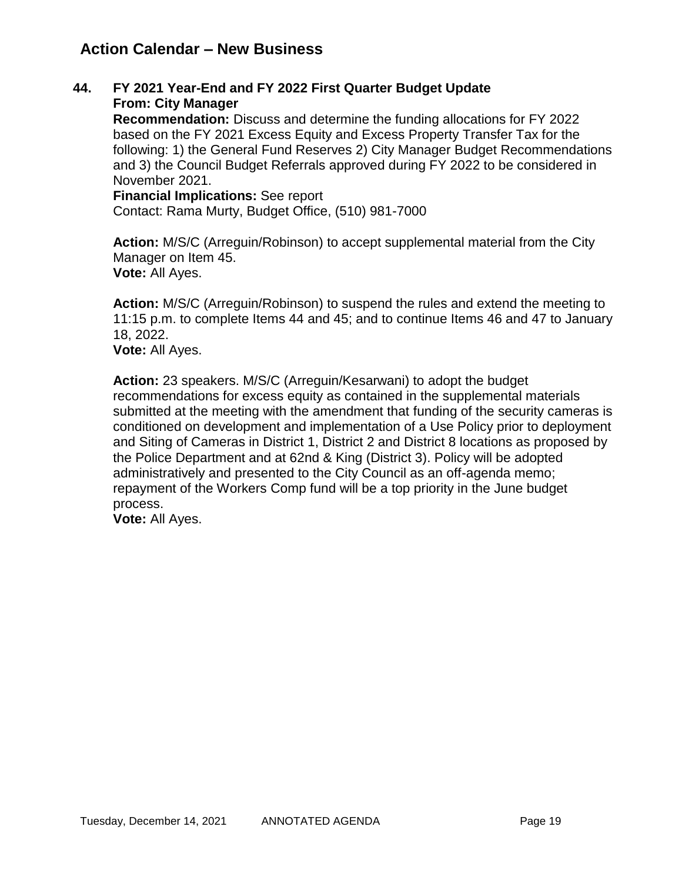## Action Calendar – New Business

**44. FY 2021 Year-End and FY 2022 First Quarter Budget Update**
**From: City Manager**

**Recommendation:** Discuss and determine the funding allocations for FY 2022 based on the FY 2021 Excess Equity and Excess Property Transfer Tax for the following: 1) the General Fund Reserves 2) City Manager Budget Recommendations and 3) the Council Budget Referrals approved during FY 2022 to be considered in November 2021.

**Financial Implications:** See report

Contact: Rama Murty, Budget Office, (510) 981-7000

**Action:** M/S/C (Arreguin/Robinson) to accept supplemental material from the City Manager on Item 45.
**Vote:** All Ayes.

**Action:** M/S/C (Arreguin/Robinson) to suspend the rules and extend the meeting to 11:15 p.m. to complete Items 44 and 45; and to continue Items 46 and 47 to January 18, 2022.
**Vote:** All Ayes.

**Action:** 23 speakers. M/S/C (Arreguin/Kesarwani) to adopt the budget recommendations for excess equity as contained in the supplemental materials submitted at the meeting with the amendment that funding of the security cameras is conditioned on development and implementation of a Use Policy prior to deployment and Siting of Cameras in District 1, District 2 and District 8 locations as proposed by the Police Department and at 62nd & King (District 3). Policy will be adopted administratively and presented to the City Council as an off-agenda memo; repayment of the Workers Comp fund will be a top priority in the June budget process.
**Vote:** All Ayes.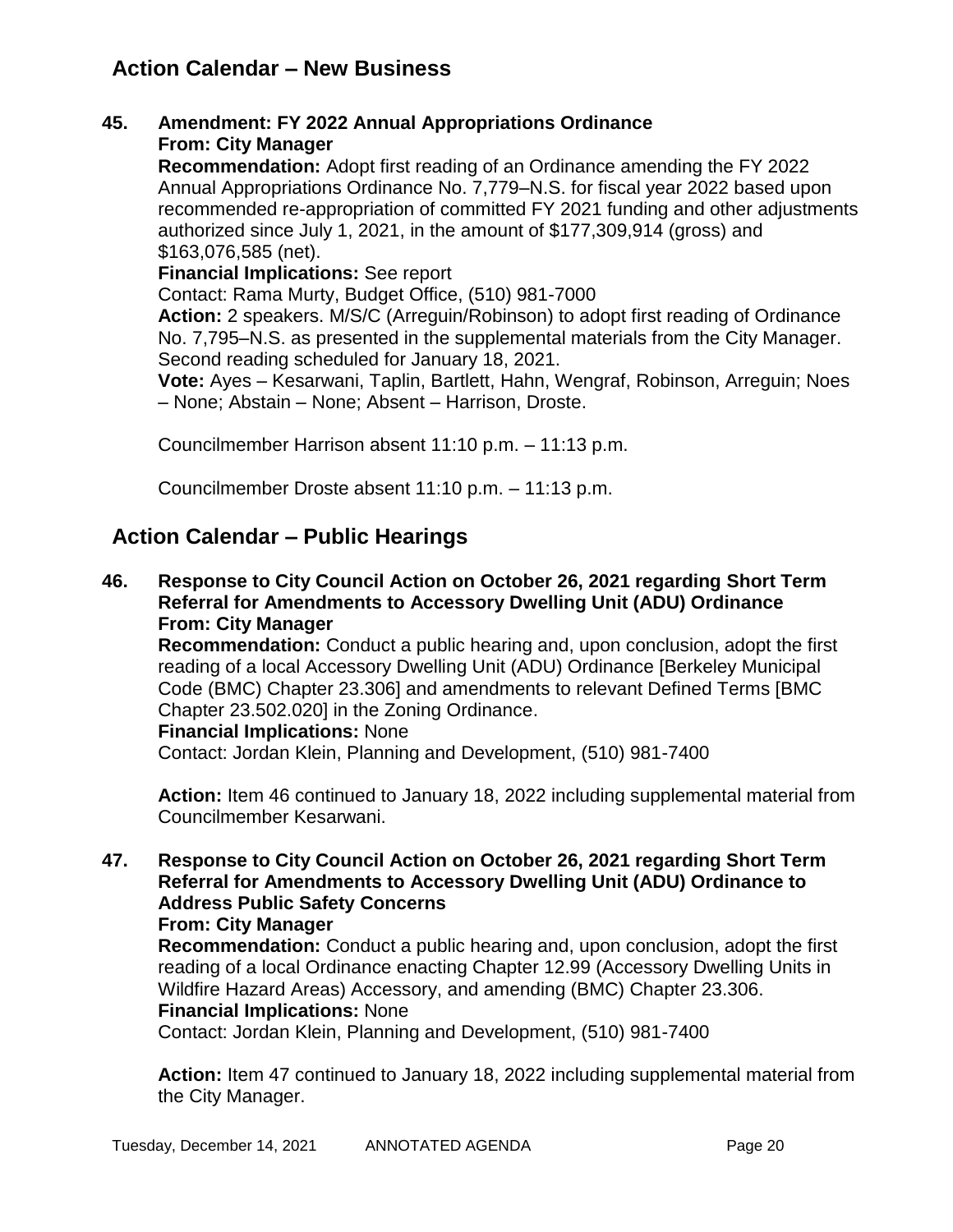## Action Calendar – New Business

**45. Amendment: FY 2022 Annual Appropriations Ordinance**
**From: City Manager**
**Recommendation:** Adopt first reading of an Ordinance amending the FY 2022 Annual Appropriations Ordinance No. 7,779–N.S. for fiscal year 2022 based upon recommended re-appropriation of committed FY 2021 funding and other adjustments authorized since July 1, 2021, in the amount of $177,309,914 (gross) and $163,076,585 (net).
**Financial Implications:** See report
Contact: Rama Murty, Budget Office, (510) 981-7000
**Action:** 2 speakers. M/S/C (Arreguin/Robinson) to adopt first reading of Ordinance No. 7,795–N.S. as presented in the supplemental materials from the City Manager. Second reading scheduled for January 18, 2021.
**Vote:** Ayes – Kesarwani, Taplin, Bartlett, Hahn, Wengraf, Robinson, Arreguin; Noes – None; Abstain – None; Absent – Harrison, Droste.

Councilmember Harrison absent 11:10 p.m. – 11:13 p.m.

Councilmember Droste absent 11:10 p.m. – 11:13 p.m.

## Action Calendar – Public Hearings

**46. Response to City Council Action on October 26, 2021 regarding Short Term Referral for Amendments to Accessory Dwelling Unit (ADU) Ordinance**
**From: City Manager**
**Recommendation:** Conduct a public hearing and, upon conclusion, adopt the first reading of a local Accessory Dwelling Unit (ADU) Ordinance [Berkeley Municipal Code (BMC) Chapter 23.306] and amendments to relevant Defined Terms [BMC Chapter 23.502.020] in the Zoning Ordinance.
**Financial Implications:** None
Contact: Jordan Klein, Planning and Development, (510) 981-7400

**Action:** Item 46 continued to January 18, 2022 including supplemental material from Councilmember Kesarwani.

**47. Response to City Council Action on October 26, 2021 regarding Short Term Referral for Amendments to Accessory Dwelling Unit (ADU) Ordinance to Address Public Safety Concerns**
**From: City Manager**
**Recommendation:** Conduct a public hearing and, upon conclusion, adopt the first reading of a local Ordinance enacting Chapter 12.99 (Accessory Dwelling Units in Wildfire Hazard Areas) Accessory, and amending (BMC) Chapter 23.306.
**Financial Implications:** None
Contact: Jordan Klein, Planning and Development, (510) 981-7400

**Action:** Item 47 continued to January 18, 2022 including supplemental material from the City Manager.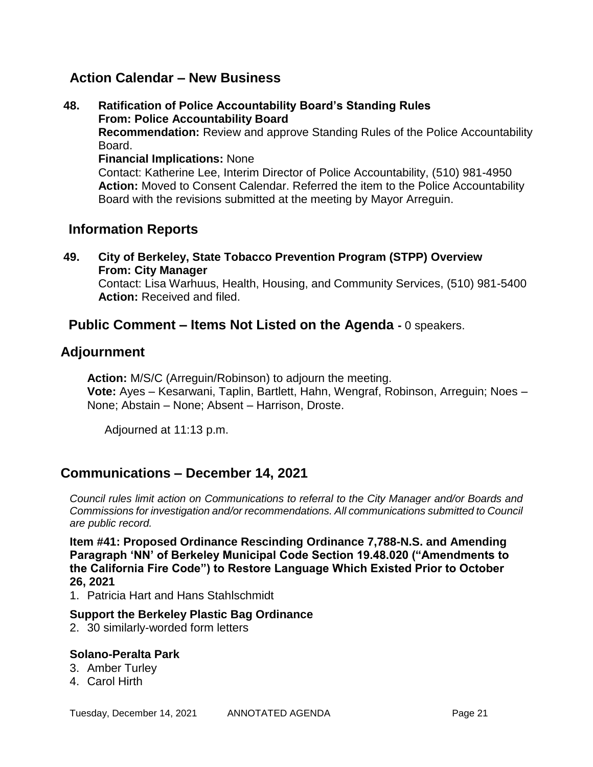## Action Calendar – New Business

**48. Ratification of Police Accountability Board's Standing Rules**
**From: Police Accountability Board**
**Recommendation:** Review and approve Standing Rules of the Police Accountability Board.
**Financial Implications:** None
Contact: Katherine Lee, Interim Director of Police Accountability, (510) 981-4950
**Action:** Moved to Consent Calendar. Referred the item to the Police Accountability Board with the revisions submitted at the meeting by Mayor Arreguin.

## Information Reports

**49. City of Berkeley, State Tobacco Prevention Program (STPP) Overview**
**From: City Manager**
Contact: Lisa Warhuus, Health, Housing, and Community Services, (510) 981-5400
**Action:** Received and filed.

## Public Comment – Items Not Listed on the Agenda - 0 speakers.

## Adjournment

**Action:** M/S/C (Arreguin/Robinson) to adjourn the meeting.
**Vote:** Ayes – Kesarwani, Taplin, Bartlett, Hahn, Wengraf, Robinson, Arreguin; Noes – None; Abstain – None; Absent – Harrison, Droste.

Adjourned at 11:13 p.m.

## Communications – December 14, 2021

*Council rules limit action on Communications to referral to the City Manager and/or Boards and Commissions for investigation and/or recommendations. All communications submitted to Council are public record.*

**Item #41: Proposed Ordinance Rescinding Ordinance 7,788-N.S. and Amending Paragraph 'NN' of Berkeley Municipal Code Section 19.48.020 ("Amendments to the California Fire Code") to Restore Language Which Existed Prior to October 26, 2021**

1. Patricia Hart and Hans Stahlschmidt

**Support the Berkeley Plastic Bag Ordinance**

2. 30 similarly-worded form letters

**Solano-Peralta Park**

3. Amber Turley
4. Carol Hirth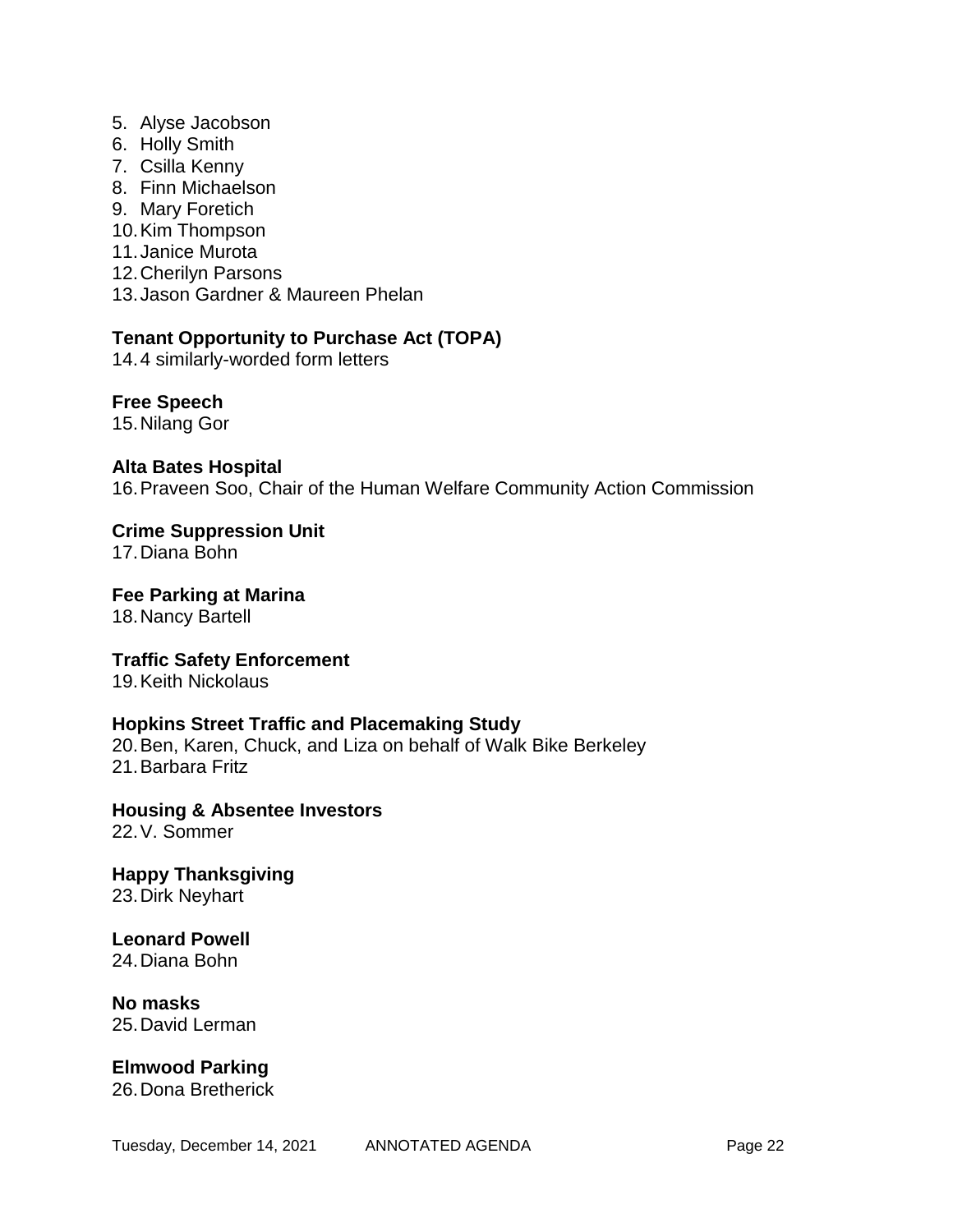5. Alyse Jacobson
6. Holly Smith
7. Csilla Kenny
8. Finn Michaelson
9. Mary Foretich
10. Kim Thompson
11. Janice Murota
12. Cherilyn Parsons
13. Jason Gardner & Maureen Phelan

**Tenant Opportunity to Purchase Act (TOPA)**

14. 4 similarly-worded form letters

**Free Speech**

15. Nilang Gor

**Alta Bates Hospital**

16. Praveen Soo, Chair of the Human Welfare Community Action Commission

**Crime Suppression Unit**

17. Diana Bohn

**Fee Parking at Marina**

18. Nancy Bartell

**Traffic Safety Enforcement**

19. Keith Nickolaus

**Hopkins Street Traffic and Placemaking Study**

20. Ben, Karen, Chuck, and Liza on behalf of Walk Bike Berkeley
21. Barbara Fritz

**Housing & Absentee Investors**

22. V. Sommer

**Happy Thanksgiving**

23. Dirk Neyhart

**Leonard Powell**

24. Diana Bohn

**No masks**

25. David Lerman

**Elmwood Parking**

26. Dona Bretherick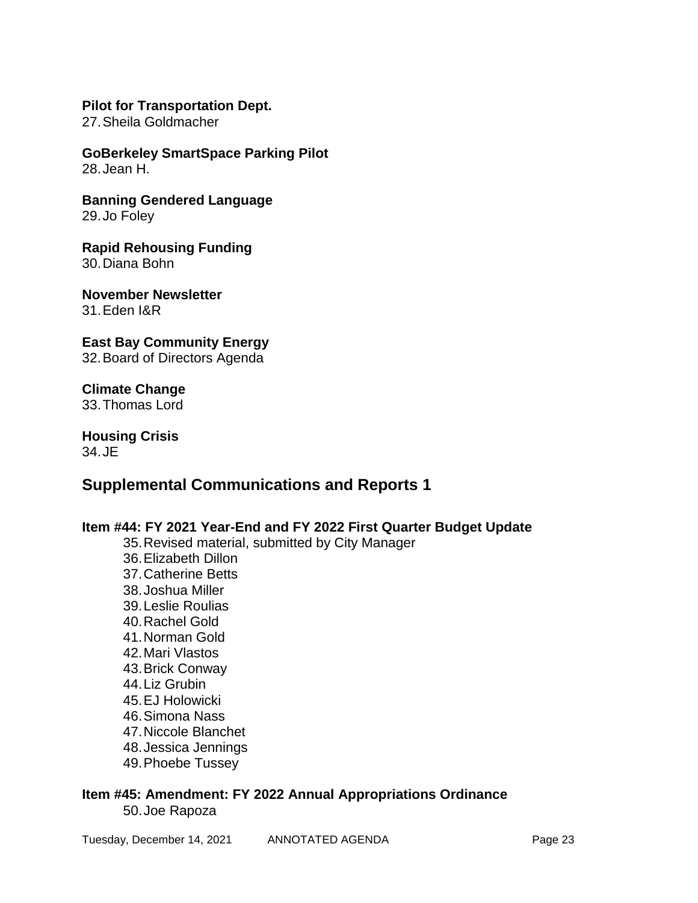**Pilot for Transportation Dept.**

27. Sheila Goldmacher

**GoBerkeley SmartSpace Parking Pilot**

28. Jean H.

**Banning Gendered Language**

29. Jo Foley

**Rapid Rehousing Funding**

30. Diana Bohn

**November Newsletter**

31. Eden I&R

**East Bay Community Energy**

32. Board of Directors Agenda

**Climate Change**

33. Thomas Lord

**Housing Crisis**

34. JE

## Supplemental Communications and Reports 1

**Item #44: FY 2021 Year-End and FY 2022 First Quarter Budget Update**

35. Revised material, submitted by City Manager
36. Elizabeth Dillon
37. Catherine Betts
38. Joshua Miller
39. Leslie Roulias
40. Rachel Gold
41. Norman Gold
42. Mari Vlastos
43. Brick Conway
44. Liz Grubin
45. EJ Holowicki
46. Simona Nass
47. Niccole Blanchet
48. Jessica Jennings
49. Phoebe Tussey

**Item #45: Amendment: FY 2022 Annual Appropriations Ordinance**

50. Joe Rapoza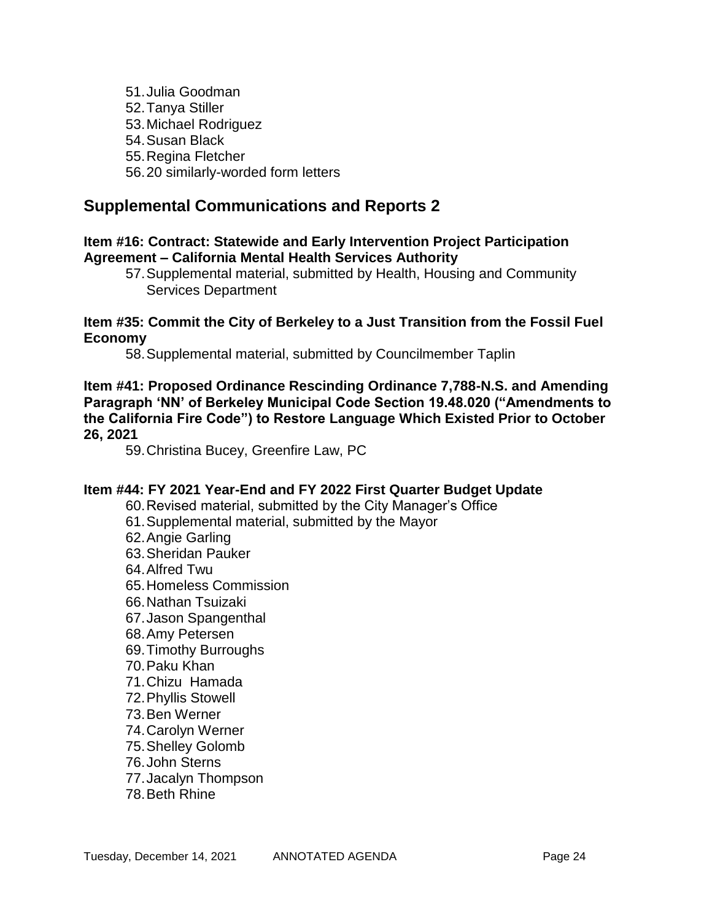51. Julia Goodman
52. Tanya Stiller
53. Michael Rodriguez
54. Susan Black
55. Regina Fletcher
56. 20 similarly-worded form letters

## Supplemental Communications and Reports 2

**Item #16: Contract: Statewide and Early Intervention Project Participation Agreement – California Mental Health Services Authority**

57. Supplemental material, submitted by Health, Housing and Community Services Department

**Item #35: Commit the City of Berkeley to a Just Transition from the Fossil Fuel Economy**

58. Supplemental material, submitted by Councilmember Taplin

**Item #41: Proposed Ordinance Rescinding Ordinance 7,788-N.S. and Amending Paragraph 'NN' of Berkeley Municipal Code Section 19.48.020 ("Amendments to the California Fire Code") to Restore Language Which Existed Prior to October 26, 2021**

59. Christina Bucey, Greenfire Law, PC

**Item #44: FY 2021 Year-End and FY 2022 First Quarter Budget Update**

60. Revised material, submitted by the City Manager's Office
61. Supplemental material, submitted by the Mayor
62. Angie Garling
63. Sheridan Pauker
64. Alfred Twu
65. Homeless Commission
66. Nathan Tsuizaki
67. Jason Spangenthal
68. Amy Petersen
69. Timothy Burroughs
70. Paku Khan
71. Chizu Hamada
72. Phyllis Stowell
73. Ben Werner
74. Carolyn Werner
75. Shelley Golomb
76. John Sterns
77. Jacalyn Thompson
78. Beth Rhine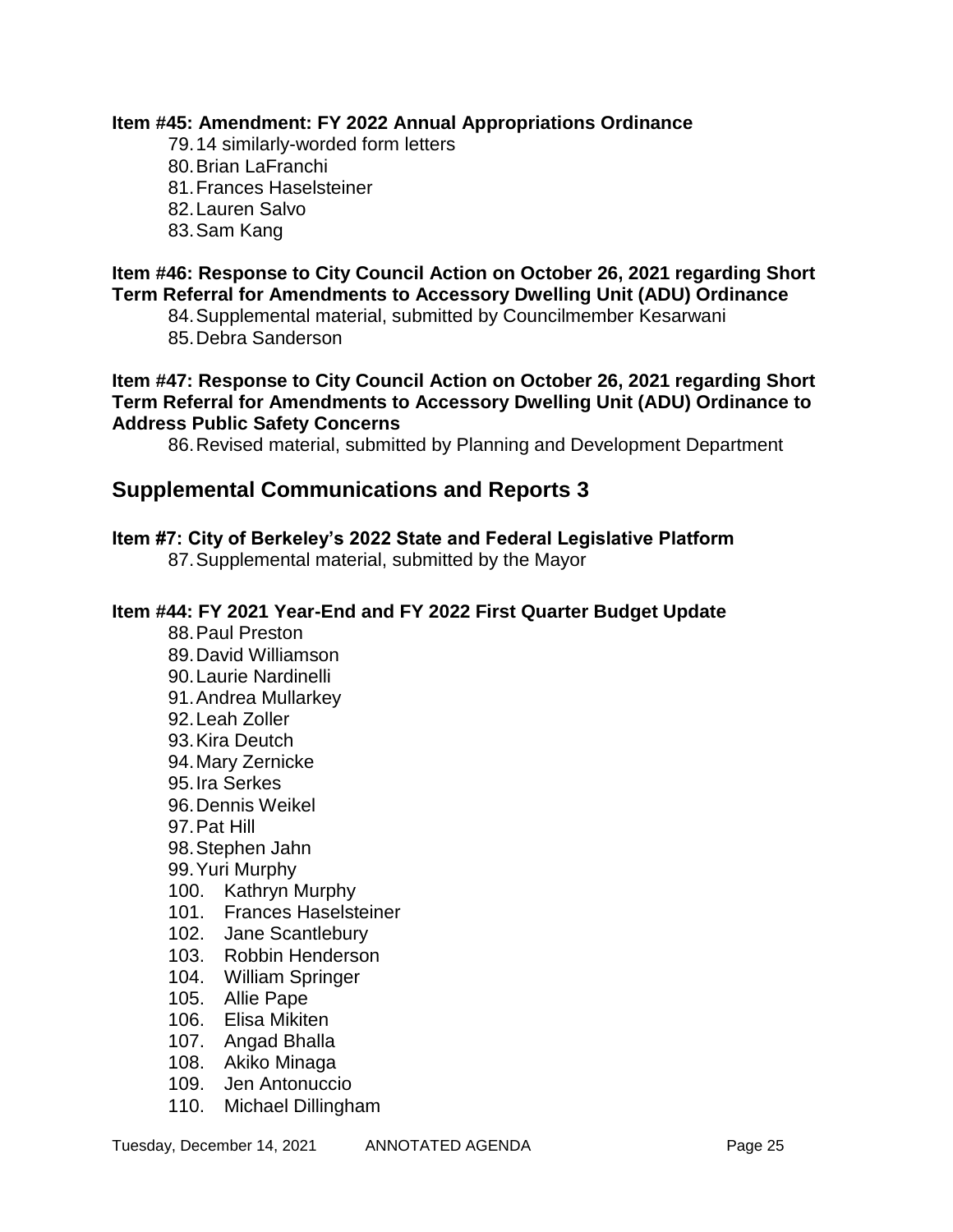**Item #45: Amendment: FY 2022 Annual Appropriations Ordinance**

79. 14 similarly-worded form letters
80. Brian LaFranchi
81. Frances Haselsteiner
82. Lauren Salvo
83. Sam Kang

**Item #46: Response to City Council Action on October 26, 2021 regarding Short Term Referral for Amendments to Accessory Dwelling Unit (ADU) Ordinance**

84. Supplemental material, submitted by Councilmember Kesarwani
85. Debra Sanderson

**Item #47: Response to City Council Action on October 26, 2021 regarding Short Term Referral for Amendments to Accessory Dwelling Unit (ADU) Ordinance to Address Public Safety Concerns**

86. Revised material, submitted by Planning and Development Department

## Supplemental Communications and Reports 3

**Item #7: City of Berkeley's 2022 State and Federal Legislative Platform**

87. Supplemental material, submitted by the Mayor

**Item #44: FY 2021 Year-End and FY 2022 First Quarter Budget Update**

88. Paul Preston
89. David Williamson
90. Laurie Nardinelli
91. Andrea Mullarkey
92. Leah Zoller
93. Kira Deutch
94. Mary Zernicke
95. Ira Serkes
96. Dennis Weikel
97. Pat Hill
98. Stephen Jahn
99. Yuri Murphy
100. Kathryn Murphy
101. Frances Haselsteiner
102. Jane Scantlebury
103. Robbin Henderson
104. William Springer
105. Allie Pape
106. Elisa Mikiten
107. Angad Bhalla
108. Akiko Minaga
109. Jen Antonuccio
110. Michael Dillingham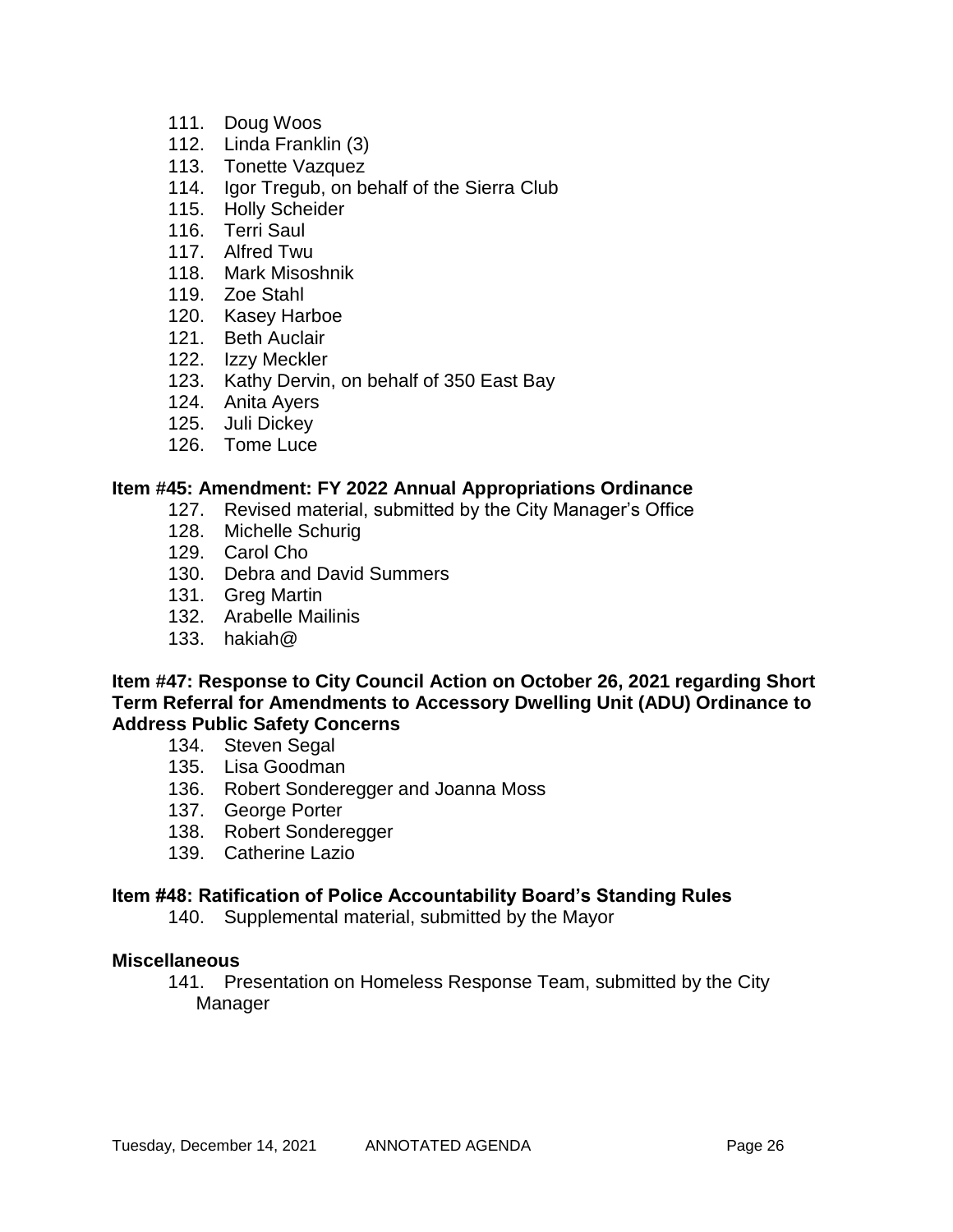111. Doug Woos
112. Linda Franklin (3)
113. Tonette Vazquez
114. Igor Tregub, on behalf of the Sierra Club
115. Holly Scheider
116. Terri Saul
117. Alfred Twu
118. Mark Misoshnik
119. Zoe Stahl
120. Kasey Harboe
121. Beth Auclair
122. Izzy Meckler
123. Kathy Dervin, on behalf of 350 East Bay
124. Anita Ayers
125. Juli Dickey
126. Tome Luce

**Item #45: Amendment: FY 2022 Annual Appropriations Ordinance**

127. Revised material, submitted by the City Manager's Office
128. Michelle Schurig
129. Carol Cho
130. Debra and David Summers
131. Greg Martin
132. Arabelle Mailinis
133. hakiah@

**Item #47: Response to City Council Action on October 26, 2021 regarding Short Term Referral for Amendments to Accessory Dwelling Unit (ADU) Ordinance to Address Public Safety Concerns**

134. Steven Segal
135. Lisa Goodman
136. Robert Sonderegger and Joanna Moss
137. George Porter
138. Robert Sonderegger
139. Catherine Lazio

**Item #48: Ratification of Police Accountability Board's Standing Rules**

140. Supplemental material, submitted by the Mayor

**Miscellaneous**

141. Presentation on Homeless Response Team, submitted by the City Manager